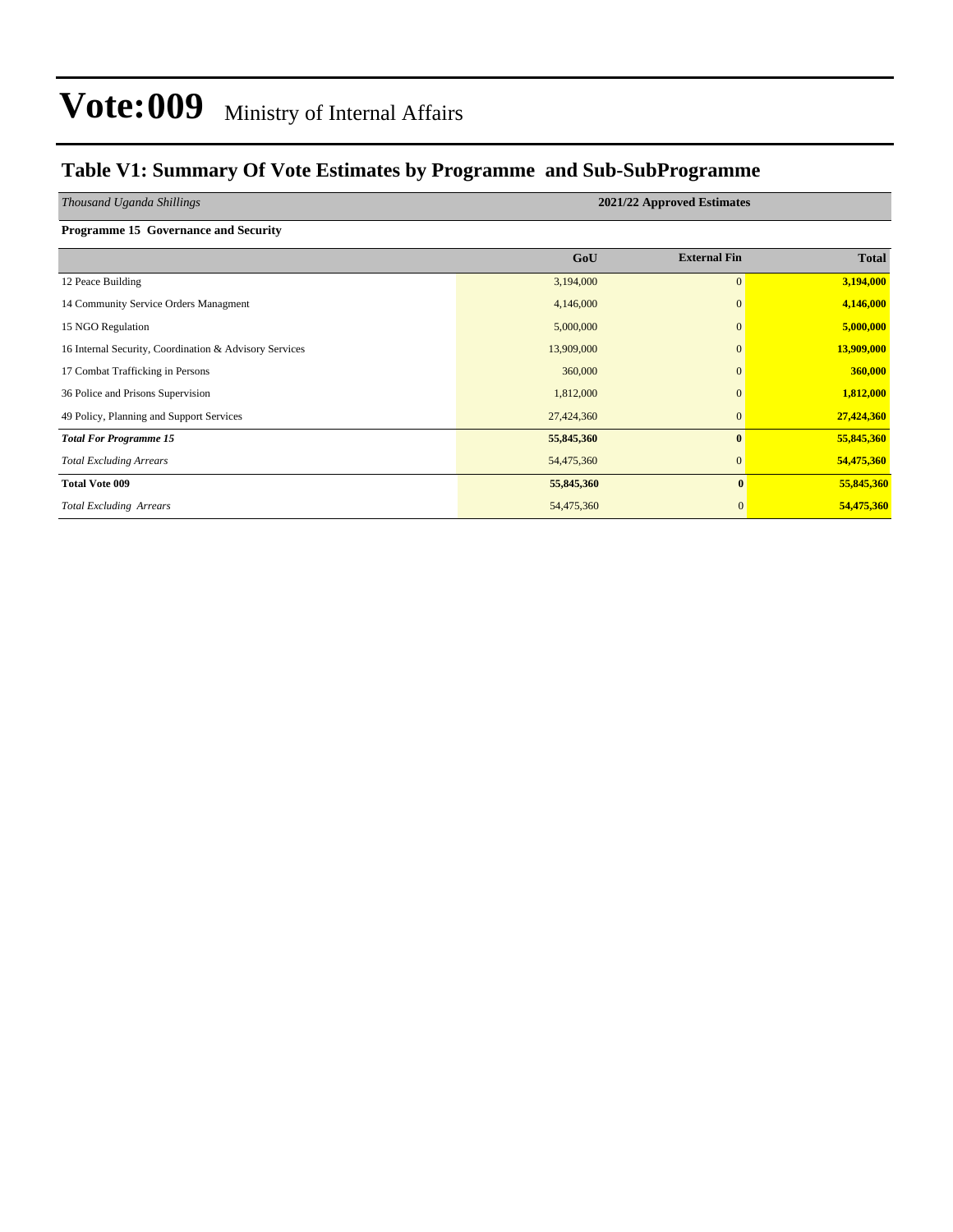# Vote:009 Ministry of Internal Affairs

## Table V1: Summary Of Vote Estimates by Programme and Sub-SubProgramme

| *Thousand Uganda Shillings* | 2021/22 Approved Estimates | | |
|---|---|---|---|
| **Programme 15 Governance and Security** | | | |
| | **GoU** | **External Fin** | **Total** |
| 12 Peace Building | 3,194,000 | 0 | **3,194,000** |
| 14 Community Service Orders Managment | 4,146,000 | 0 | **4,146,000** |
| 15 NGO Regulation | 5,000,000 | 0 | **5,000,000** |
| 16 Internal Security, Coordination & Advisory Services | 13,909,000 | 0 | **13,909,000** |
| 17 Combat Trafficking in Persons | 360,000 | 0 | **360,000** |
| 36 Police and Prisons Supervision | 1,812,000 | 0 | **1,812,000** |
| 49 Policy, Planning and Support Services | 27,424,360 | 0 | **27,424,360** |
| ***Total For Programme 15*** | **55,845,360** | **0** | **55,845,360** |
| *Total Excluding Arrears* | 54,475,360 | 0 | **54,475,360** |
| **Total Vote 009** | **55,845,360** | **0** | **55,845,360** |
| *Total Excluding Arrears* | 54,475,360 | 0 | **54,475,360** |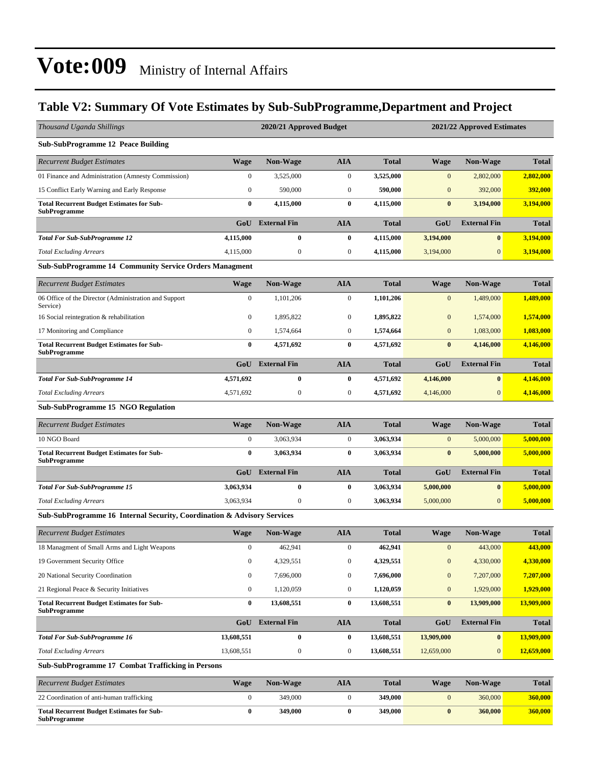# Vote:009 Ministry of Internal Affairs

## Table V2: Summary Of Vote Estimates by Sub-SubProgramme,Department and Project

| *Thousand Uganda Shillings* | 2020/21 Approved Budget | | | | 2021/22 Approved Estimates | | |
|---|---|---|---|---|---|---|---|
| **Sub-SubProgramme 12 Peace Building** | | | | | | | |
| *Recurrent Budget Estimates* | **Wage** | **Non-Wage** | **AIA** | **Total** | **Wage** | **Non-Wage** | **Total** |
| 01 Finance and Administration (Amnesty Commission) | 0 | 3,525,000 | 0 | **3,525,000** | 0 | 2,802,000 | **2,802,000** |
| 15 Conflict Early Warning and Early Response | 0 | 590,000 | 0 | **590,000** | 0 | 392,000 | **392,000** |
| **Total Recurrent Budget Estimates for Sub-SubProgramme** | **0** | **4,115,000** | **0** | **4,115,000** | **0** | **3,194,000** | **3,194,000** |
| | **GoU** | **External Fin** | **AIA** | **Total** | **GoU** | **External Fin** | **Total** |
| ***Total For Sub-SubProgramme 12*** | **4,115,000** | **0** | **0** | **4,115,000** | **3,194,000** | **0** | **3,194,000** |
| *Total Excluding Arrears* | 4,115,000 | 0 | 0 | **4,115,000** | 3,194,000 | 0 | **3,194,000** |
| **Sub-SubProgramme 14 Community Service Orders Managment** | | | | | | | |
| *Recurrent Budget Estimates* | **Wage** | **Non-Wage** | **AIA** | **Total** | **Wage** | **Non-Wage** | **Total** |
| 06 Office of the Director (Administration and Support Service) | 0 | 1,101,206 | 0 | **1,101,206** | 0 | 1,489,000 | **1,489,000** |
| 16 Social reintegration & rehabilitation | 0 | 1,895,822 | 0 | **1,895,822** | 0 | 1,574,000 | **1,574,000** |
| 17 Monitoring and Compliance | 0 | 1,574,664 | 0 | **1,574,664** | 0 | 1,083,000 | **1,083,000** |
| **Total Recurrent Budget Estimates for Sub-SubProgramme** | **0** | **4,571,692** | **0** | **4,571,692** | **0** | **4,146,000** | **4,146,000** |
| | **GoU** | **External Fin** | **AIA** | **Total** | **GoU** | **External Fin** | **Total** |
| ***Total For Sub-SubProgramme 14*** | **4,571,692** | **0** | **0** | **4,571,692** | **4,146,000** | **0** | **4,146,000** |
| *Total Excluding Arrears* | 4,571,692 | 0 | 0 | **4,571,692** | 4,146,000 | 0 | **4,146,000** |
| **Sub-SubProgramme 15 NGO Regulation** | | | | | | | |
| *Recurrent Budget Estimates* | **Wage** | **Non-Wage** | **AIA** | **Total** | **Wage** | **Non-Wage** | **Total** |
| 10 NGO Board | 0 | 3,063,934 | 0 | **3,063,934** | 0 | 5,000,000 | **5,000,000** |
| **Total Recurrent Budget Estimates for Sub-SubProgramme** | **0** | **3,063,934** | **0** | **3,063,934** | **0** | **5,000,000** | **5,000,000** |
| | **GoU** | **External Fin** | **AIA** | **Total** | **GoU** | **External Fin** | **Total** |
| ***Total For Sub-SubProgramme 15*** | **3,063,934** | **0** | **0** | **3,063,934** | **5,000,000** | **0** | **5,000,000** |
| *Total Excluding Arrears* | 3,063,934 | 0 | 0 | **3,063,934** | 5,000,000 | 0 | **5,000,000** |
| **Sub-SubProgramme 16 Internal Security, Coordination & Advisory Services** | | | | | | | |
| *Recurrent Budget Estimates* | **Wage** | **Non-Wage** | **AIA** | **Total** | **Wage** | **Non-Wage** | **Total** |
| 18 Managment of Small Arms and Light Weapons | 0 | 462,941 | 0 | **462,941** | 0 | 443,000 | **443,000** |
| 19 Government Security Office | 0 | 4,329,551 | 0 | **4,329,551** | 0 | 4,330,000 | **4,330,000** |
| 20 National Security Coordination | 0 | 7,696,000 | 0 | **7,696,000** | 0 | 7,207,000 | **7,207,000** |
| 21 Regional Peace & Security Initiatives | 0 | 1,120,059 | 0 | **1,120,059** | 0 | 1,929,000 | **1,929,000** |
| **Total Recurrent Budget Estimates for Sub-SubProgramme** | **0** | **13,608,551** | **0** | **13,608,551** | **0** | **13,909,000** | **13,909,000** |
| | **GoU** | **External Fin** | **AIA** | **Total** | **GoU** | **External Fin** | **Total** |
| ***Total For Sub-SubProgramme 16*** | **13,608,551** | **0** | **0** | **13,608,551** | **13,909,000** | **0** | **13,909,000** |
| *Total Excluding Arrears* | 13,608,551 | 0 | 0 | **13,608,551** | 12,659,000 | 0 | **12,659,000** |
| **Sub-SubProgramme 17 Combat Trafficking in Persons** | | | | | | | |
| *Recurrent Budget Estimates* | **Wage** | **Non-Wage** | **AIA** | **Total** | **Wage** | **Non-Wage** | **Total** |
| 22 Coordination of anti-human trafficking | 0 | 349,000 | 0 | **349,000** | 0 | 360,000 | **360,000** |
| **Total Recurrent Budget Estimates for Sub-SubProgramme** | **0** | **349,000** | **0** | **349,000** | **0** | **360,000** | **360,000** |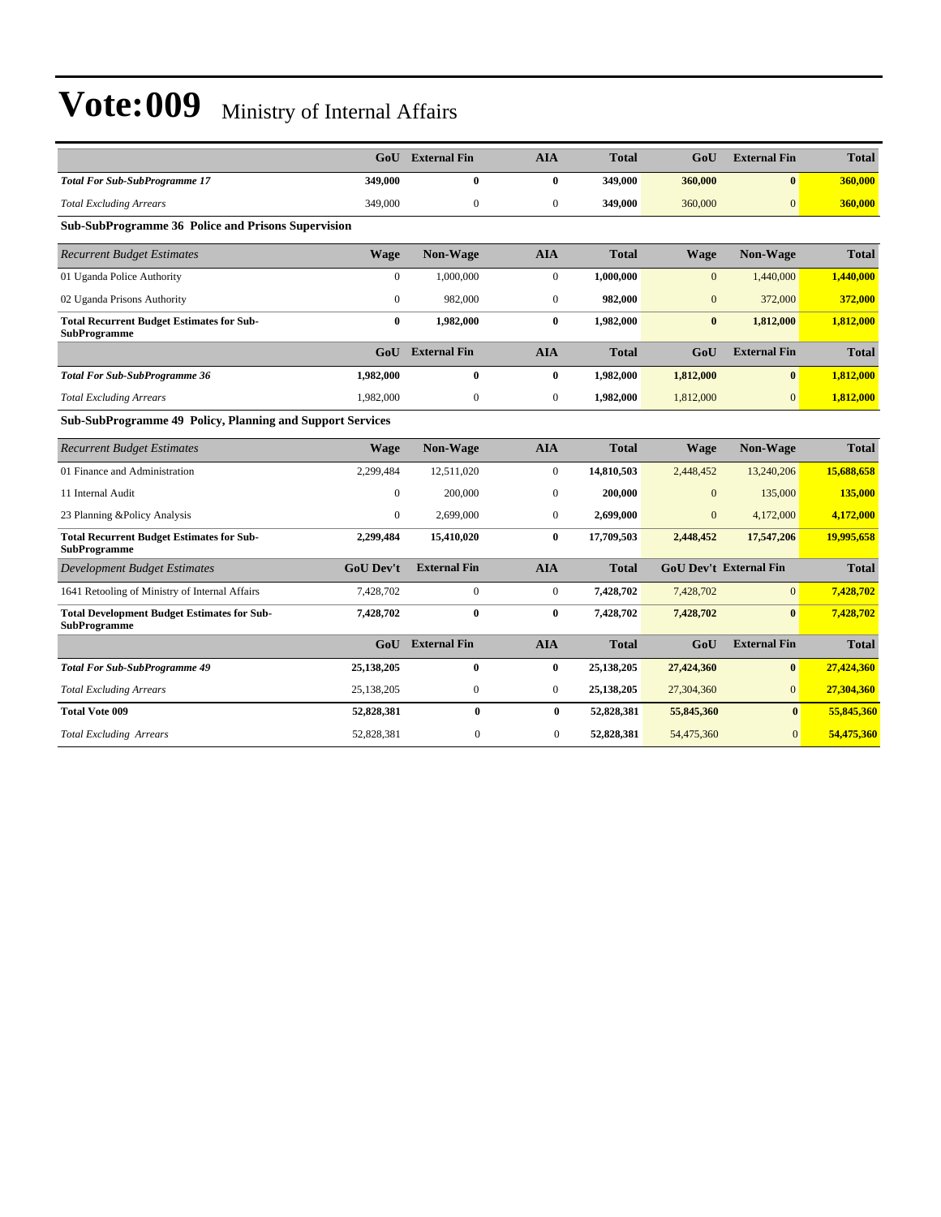# Vote:009 Ministry of Internal Affairs

| | GoU | External Fin | AIA | Total | GoU | External Fin | Total |
|---|---|---|---|---|---|---|---|
| ***Total For Sub-SubProgramme 17*** | **349,000** | **0** | **0** | **349,000** | **360,000** | **0** | **360,000** |
| *Total Excluding Arrears* | 349,000 | 0 | 0 | **349,000** | 360,000 | 0 | **360,000** |

**Sub-SubProgramme 36 Police and Prisons Supervision**

| *Recurrent Budget Estimates* | Wage | Non-Wage | AIA | Total | Wage | Non-Wage | Total |
|---|---|---|---|---|---|---|---|
| 01 Uganda Police Authority | 0 | 1,000,000 | 0 | **1,000,000** | 0 | 1,440,000 | **1,440,000** |
| 02 Uganda Prisons Authority | 0 | 982,000 | 0 | **982,000** | 0 | 372,000 | **372,000** |
| **Total Recurrent Budget Estimates for Sub-SubProgramme** | **0** | **1,982,000** | **0** | **1,982,000** | **0** | **1,812,000** | **1,812,000** |
| | **GoU** | **External Fin** | **AIA** | **Total** | **GoU** | **External Fin** | **Total** |
| ***Total For Sub-SubProgramme 36*** | **1,982,000** | **0** | **0** | **1,982,000** | **1,812,000** | **0** | **1,812,000** |
| *Total Excluding Arrears* | 1,982,000 | 0 | 0 | **1,982,000** | 1,812,000 | 0 | **1,812,000** |

**Sub-SubProgramme 49 Policy, Planning and Support Services**

| *Recurrent Budget Estimates* | Wage | Non-Wage | AIA | Total | Wage | Non-Wage | Total |
|---|---|---|---|---|---|---|---|
| 01 Finance and Administration | 2,299,484 | 12,511,020 | 0 | **14,810,503** | 2,448,452 | 13,240,206 | **15,688,658** |
| 11 Internal Audit | 0 | 200,000 | 0 | **200,000** | 0 | 135,000 | **135,000** |
| 23 Planning &Policy Analysis | 0 | 2,699,000 | 0 | **2,699,000** | 0 | 4,172,000 | **4,172,000** |
| **Total Recurrent Budget Estimates for Sub-SubProgramme** | **2,299,484** | **15,410,020** | **0** | **17,709,503** | **2,448,452** | **17,547,206** | **19,995,658** |
| *Development Budget Estimates* | **GoU Dev't** | **External Fin** | **AIA** | **Total** | **GoU Dev't** | **External Fin** | **Total** |
| 1641 Retooling of Ministry of Internal Affairs | 7,428,702 | 0 | 0 | **7,428,702** | 7,428,702 | 0 | **7,428,702** |
| **Total Development Budget Estimates for Sub-SubProgramme** | **7,428,702** | **0** | **0** | **7,428,702** | **7,428,702** | **0** | **7,428,702** |
| | **GoU** | **External Fin** | **AIA** | **Total** | **GoU** | **External Fin** | **Total** |
| ***Total For Sub-SubProgramme 49*** | **25,138,205** | **0** | **0** | **25,138,205** | **27,424,360** | **0** | **27,424,360** |
| *Total Excluding Arrears* | 25,138,205 | 0 | 0 | **25,138,205** | 27,304,360 | 0 | **27,304,360** |
| **Total Vote 009** | **52,828,381** | **0** | **0** | **52,828,381** | **55,845,360** | **0** | **55,845,360** |
| *Total Excluding Arrears* | 52,828,381 | 0 | 0 | **52,828,381** | 54,475,360 | 0 | **54,475,360** |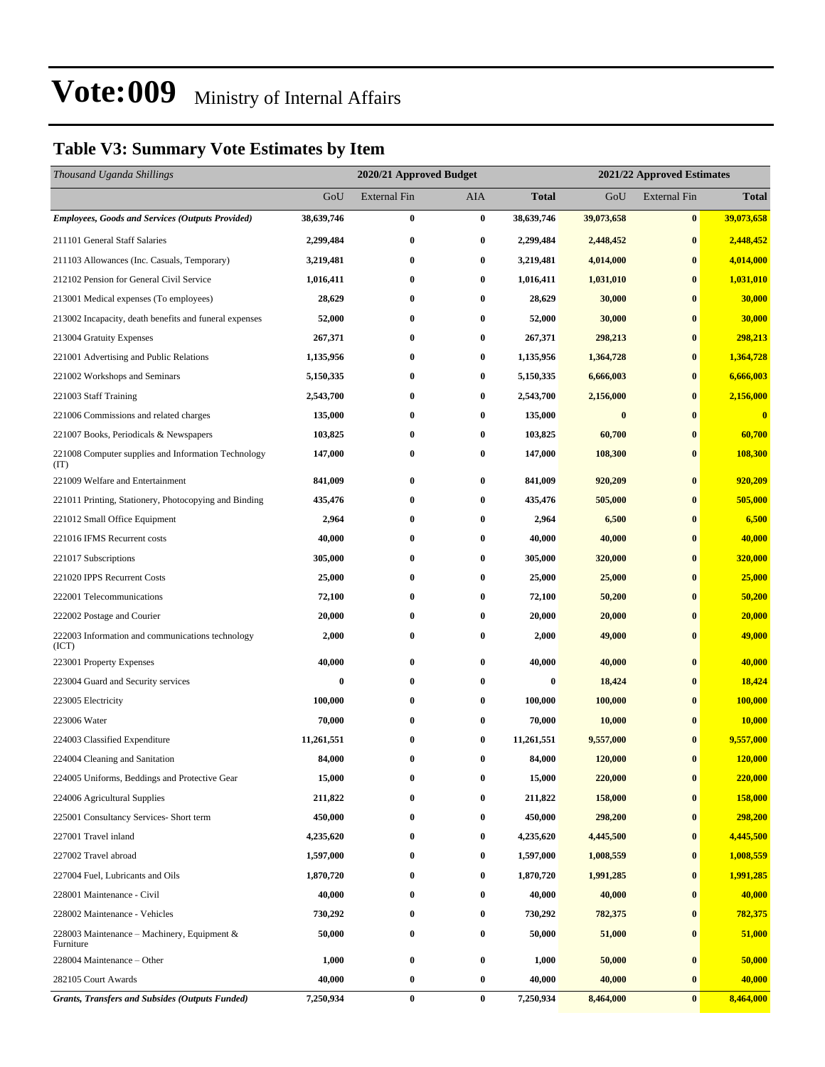# Vote:009 Ministry of Internal Affairs

## Table V3: Summary Vote Estimates by Item

| *Thousand Uganda Shillings* | 2020/21 Approved Budget | | | | 2021/22 Approved Estimates | | |
|---|---|---|---|---|---|---|---|
| | GoU | External Fin | AIA | **Total** | GoU | External Fin | **Total** |
| ***Employees, Goods and Services (Outputs Provided)*** | **38,639,746** | **0** | **0** | **38,639,746** | **39,073,658** | **0** | **39,073,658** |
| 211101 General Staff Salaries | **2,299,484** | **0** | **0** | **2,299,484** | **2,448,452** | **0** | **2,448,452** |
| 211103 Allowances (Inc. Casuals, Temporary) | **3,219,481** | **0** | **0** | **3,219,481** | **4,014,000** | **0** | **4,014,000** |
| 212102 Pension for General Civil Service | **1,016,411** | **0** | **0** | **1,016,411** | **1,031,010** | **0** | **1,031,010** |
| 213001 Medical expenses (To employees) | **28,629** | **0** | **0** | **28,629** | **30,000** | **0** | **30,000** |
| 213002 Incapacity, death benefits and funeral expenses | **52,000** | **0** | **0** | **52,000** | **30,000** | **0** | **30,000** |
| 213004 Gratuity Expenses | **267,371** | **0** | **0** | **267,371** | **298,213** | **0** | **298,213** |
| 221001 Advertising and Public Relations | **1,135,956** | **0** | **0** | **1,135,956** | **1,364,728** | **0** | **1,364,728** |
| 221002 Workshops and Seminars | **5,150,335** | **0** | **0** | **5,150,335** | **6,666,003** | **0** | **6,666,003** |
| 221003 Staff Training | **2,543,700** | **0** | **0** | **2,543,700** | **2,156,000** | **0** | **2,156,000** |
| 221006 Commissions and related charges | **135,000** | **0** | **0** | **135,000** | **0** | **0** | **0** |
| 221007 Books, Periodicals & Newspapers | **103,825** | **0** | **0** | **103,825** | **60,700** | **0** | **60,700** |
| 221008 Computer supplies and Information Technology (IT) | **147,000** | **0** | **0** | **147,000** | **108,300** | **0** | **108,300** |
| 221009 Welfare and Entertainment | **841,009** | **0** | **0** | **841,009** | **920,209** | **0** | **920,209** |
| 221011 Printing, Stationery, Photocopying and Binding | **435,476** | **0** | **0** | **435,476** | **505,000** | **0** | **505,000** |
| 221012 Small Office Equipment | **2,964** | **0** | **0** | **2,964** | **6,500** | **0** | **6,500** |
| 221016 IFMS Recurrent costs | **40,000** | **0** | **0** | **40,000** | **40,000** | **0** | **40,000** |
| 221017 Subscriptions | **305,000** | **0** | **0** | **305,000** | **320,000** | **0** | **320,000** |
| 221020 IPPS Recurrent Costs | **25,000** | **0** | **0** | **25,000** | **25,000** | **0** | **25,000** |
| 222001 Telecommunications | **72,100** | **0** | **0** | **72,100** | **50,200** | **0** | **50,200** |
| 222002 Postage and Courier | **20,000** | **0** | **0** | **20,000** | **20,000** | **0** | **20,000** |
| 222003 Information and communications technology (ICT) | **2,000** | **0** | **0** | **2,000** | **49,000** | **0** | **49,000** |
| 223001 Property Expenses | **40,000** | **0** | **0** | **40,000** | **40,000** | **0** | **40,000** |
| 223004 Guard and Security services | **0** | **0** | **0** | **0** | **18,424** | **0** | **18,424** |
| 223005 Electricity | **100,000** | **0** | **0** | **100,000** | **100,000** | **0** | **100,000** |
| 223006 Water | **70,000** | **0** | **0** | **70,000** | **10,000** | **0** | **10,000** |
| 224003 Classified Expenditure | **11,261,551** | **0** | **0** | **11,261,551** | **9,557,000** | **0** | **9,557,000** |
| 224004 Cleaning and Sanitation | **84,000** | **0** | **0** | **84,000** | **120,000** | **0** | **120,000** |
| 224005 Uniforms, Beddings and Protective Gear | **15,000** | **0** | **0** | **15,000** | **220,000** | **0** | **220,000** |
| 224006 Agricultural Supplies | **211,822** | **0** | **0** | **211,822** | **158,000** | **0** | **158,000** |
| 225001 Consultancy Services- Short term | **450,000** | **0** | **0** | **450,000** | **298,200** | **0** | **298,200** |
| 227001 Travel inland | **4,235,620** | **0** | **0** | **4,235,620** | **4,445,500** | **0** | **4,445,500** |
| 227002 Travel abroad | **1,597,000** | **0** | **0** | **1,597,000** | **1,008,559** | **0** | **1,008,559** |
| 227004 Fuel, Lubricants and Oils | **1,870,720** | **0** | **0** | **1,870,720** | **1,991,285** | **0** | **1,991,285** |
| 228001 Maintenance - Civil | **40,000** | **0** | **0** | **40,000** | **40,000** | **0** | **40,000** |
| 228002 Maintenance - Vehicles | **730,292** | **0** | **0** | **730,292** | **782,375** | **0** | **782,375** |
| 228003 Maintenance – Machinery, Equipment & Furniture | **50,000** | **0** | **0** | **50,000** | **51,000** | **0** | **51,000** |
| 228004 Maintenance – Other | **1,000** | **0** | **0** | **1,000** | **50,000** | **0** | **50,000** |
| 282105 Court Awards | **40,000** | **0** | **0** | **40,000** | **40,000** | **0** | **40,000** |
| ***Grants, Transfers and Subsides (Outputs Funded)*** | **7,250,934** | **0** | **0** | **7,250,934** | **8,464,000** | **0** | **8,464,000** |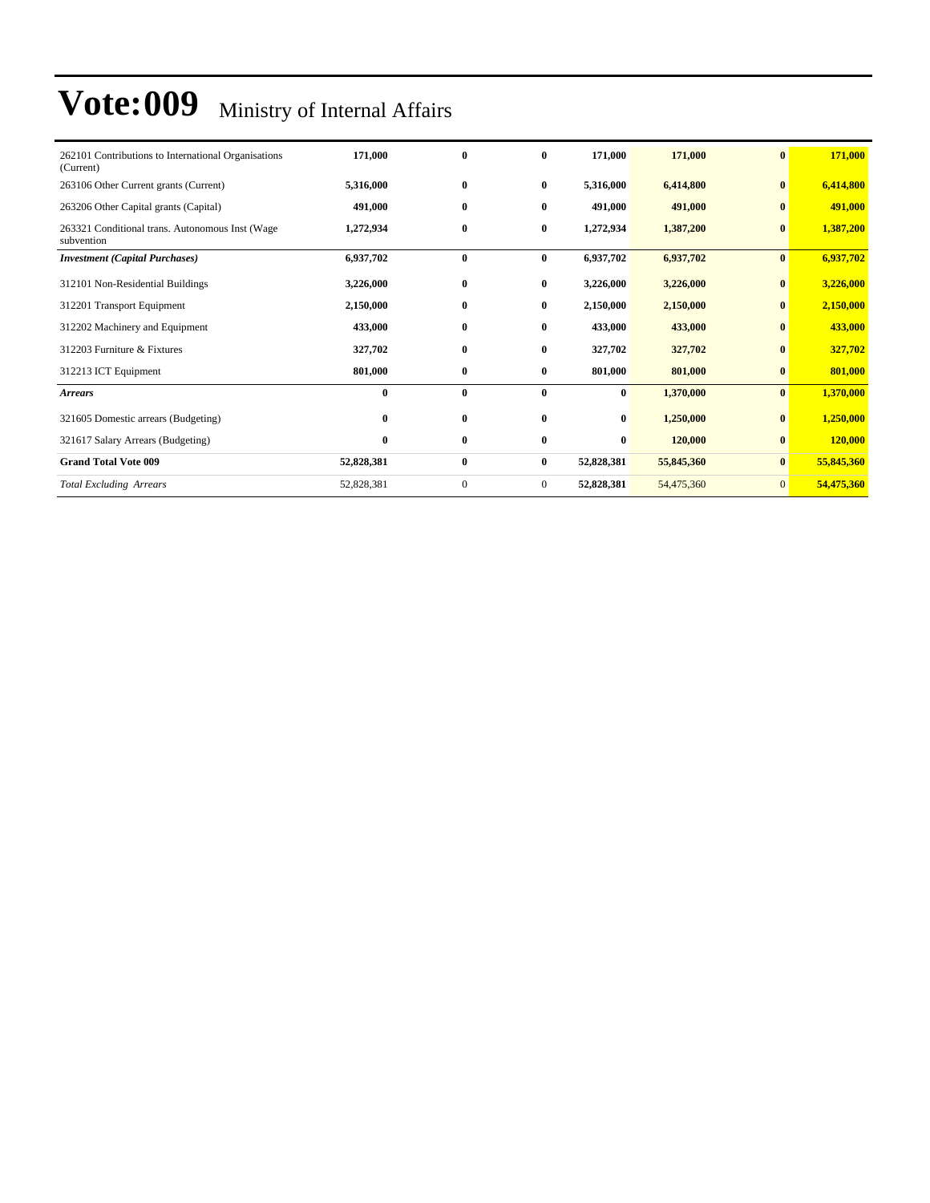# Vote:009 Ministry of Internal Affairs

| | | | | | | | |
|---|---|---|---|---|---|---|---|
| 262101 Contributions to International Organisations (Current) | **171,000** | **0** | **0** | **171,000** | **171,000** | **0** | **171,000** |
| 263106 Other Current grants (Current) | **5,316,000** | **0** | **0** | **5,316,000** | **6,414,800** | **0** | **6,414,800** |
| 263206 Other Capital grants (Capital) | **491,000** | **0** | **0** | **491,000** | **491,000** | **0** | **491,000** |
| 263321 Conditional trans. Autonomous Inst (Wage subvention | **1,272,934** | **0** | **0** | **1,272,934** | **1,387,200** | **0** | **1,387,200** |
| ***Investment (Capital Purchases)*** | **6,937,702** | **0** | **0** | **6,937,702** | **6,937,702** | **0** | **6,937,702** |
| 312101 Non-Residential Buildings | **3,226,000** | **0** | **0** | **3,226,000** | **3,226,000** | **0** | **3,226,000** |
| 312201 Transport Equipment | **2,150,000** | **0** | **0** | **2,150,000** | **2,150,000** | **0** | **2,150,000** |
| 312202 Machinery and Equipment | **433,000** | **0** | **0** | **433,000** | **433,000** | **0** | **433,000** |
| 312203 Furniture & Fixtures | **327,702** | **0** | **0** | **327,702** | **327,702** | **0** | **327,702** |
| 312213 ICT Equipment | **801,000** | **0** | **0** | **801,000** | **801,000** | **0** | **801,000** |
| ***Arrears*** | **0** | **0** | **0** | **0** | **1,370,000** | **0** | **1,370,000** |
| 321605 Domestic arrears (Budgeting) | **0** | **0** | **0** | **0** | **1,250,000** | **0** | **1,250,000** |
| 321617 Salary Arrears (Budgeting) | **0** | **0** | **0** | **0** | **120,000** | **0** | **120,000** |
| **Grand Total Vote 009** | **52,828,381** | **0** | **0** | **52,828,381** | **55,845,360** | **0** | **55,845,360** |
| *Total Excluding Arrears* | 52,828,381 | 0 | 0 | **52,828,381** | 54,475,360 | 0 | **54,475,360** |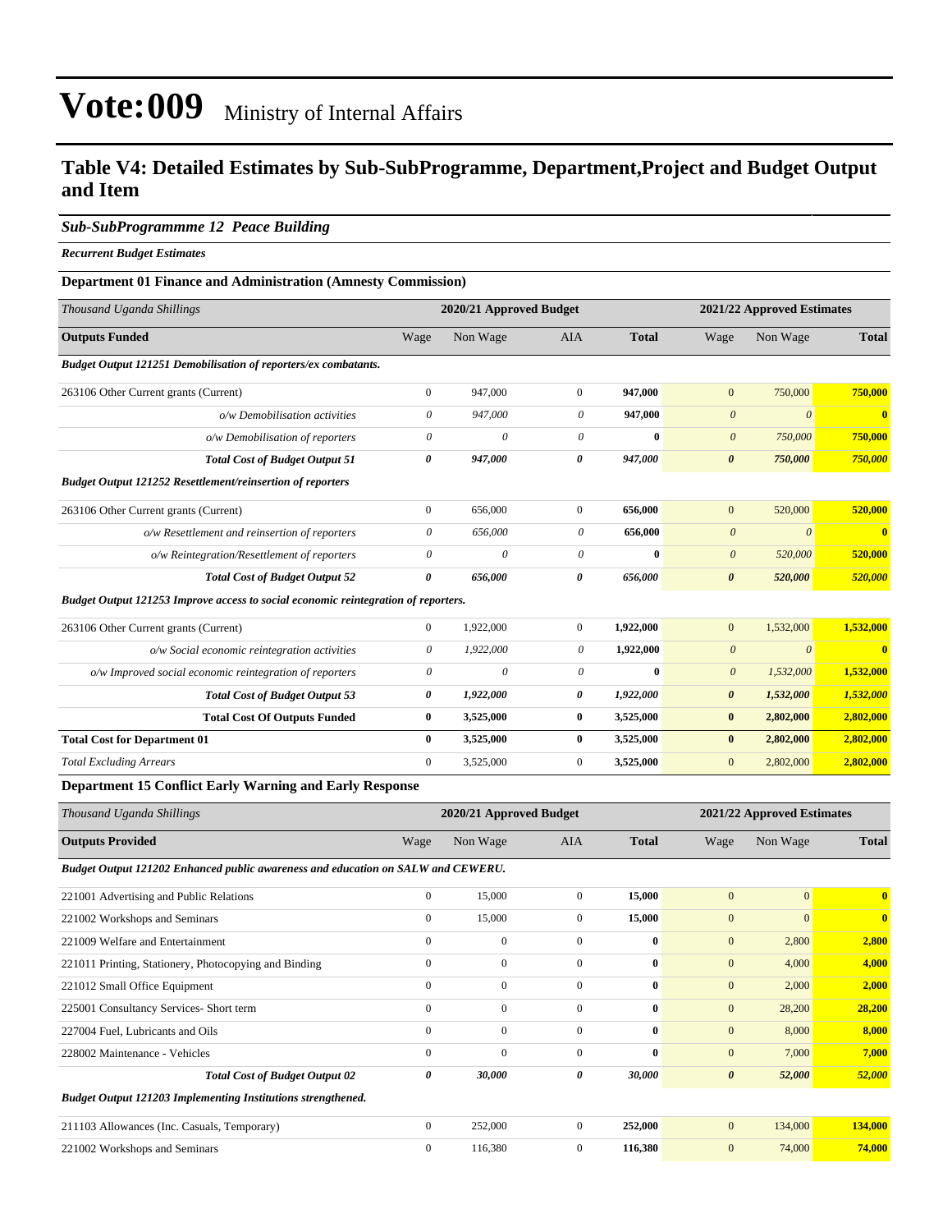# Vote:009 Ministry of Internal Affairs

## Table V4: Detailed Estimates by Sub-SubProgramme, Department,Project and Budget Output and Item

### *Sub-SubProgrammme 12 Peace Building*

***Recurrent Budget Estimates***

**Department 01 Finance and Administration (Amnesty Commission)**

| *Thousand Uganda Shillings* | 2020/21 Approved Budget | | | | 2021/22 Approved Estimates | | |
|---|---|---|---|---|---|---|---|
| **Outputs Funded** | Wage | Non Wage | AIA | **Total** | Wage | Non Wage | **Total** |
| ***Budget Output 121251 Demobilisation of reporters/ex combatants.*** | | | | | | | |
| 263106 Other Current grants (Current) | 0 | 947,000 | 0 | **947,000** | 0 | 750,000 | **750,000** |
| *o/w Demobilisation activities* | *0* | *947,000* | *0* | **947,000** | *0* | *0* | **0** |
| *o/w Demobilisation of reporters* | *0* | *0* | *0* | **0** | *0* | *750,000* | **750,000** |
| ***Total Cost of Budget Output 51*** | ***0*** | ***947,000*** | ***0*** | ***947,000*** | ***0*** | ***750,000*** | ***750,000*** |
| ***Budget Output 121252 Resettlement/reinsertion of reporters*** | | | | | | | |
| 263106 Other Current grants (Current) | 0 | 656,000 | 0 | **656,000** | 0 | 520,000 | **520,000** |
| *o/w Resettlement and reinsertion of reporters* | *0* | *656,000* | *0* | **656,000** | *0* | *0* | **0** |
| *o/w Reintegration/Resettlement of reporters* | *0* | *0* | *0* | **0** | *0* | *520,000* | **520,000** |
| ***Total Cost of Budget Output 52*** | ***0*** | ***656,000*** | ***0*** | ***656,000*** | ***0*** | ***520,000*** | ***520,000*** |
| ***Budget Output 121253 Improve access to social economic reintegration of reporters.*** | | | | | | | |
| 263106 Other Current grants (Current) | 0 | 1,922,000 | 0 | **1,922,000** | 0 | 1,532,000 | **1,532,000** |
| *o/w Social economic reintegration activities* | *0* | *1,922,000* | *0* | **1,922,000** | *0* | *0* | **0** |
| *o/w Improved social economic reintegration of reporters* | *0* | *0* | *0* | **0** | *0* | *1,532,000* | **1,532,000** |
| ***Total Cost of Budget Output 53*** | ***0*** | ***1,922,000*** | ***0*** | ***1,922,000*** | ***0*** | ***1,532,000*** | ***1,532,000*** |
| **Total Cost Of Outputs Funded** | **0** | **3,525,000** | **0** | **3,525,000** | **0** | **2,802,000** | **2,802,000** |
| **Total Cost for Department 01** | **0** | **3,525,000** | **0** | **3,525,000** | **0** | **2,802,000** | **2,802,000** |
| *Total Excluding Arrears* | 0 | 3,525,000 | 0 | **3,525,000** | 0 | 2,802,000 | **2,802,000** |

**Department 15 Conflict Early Warning and Early Response**

| *Thousand Uganda Shillings* | 2020/21 Approved Budget | | | | 2021/22 Approved Estimates | | |
|---|---|---|---|---|---|---|---|
| **Outputs Provided** | Wage | Non Wage | AIA | **Total** | Wage | Non Wage | **Total** |
| ***Budget Output 121202 Enhanced public awareness and education on SALW and CEWERU.*** | | | | | | | |
| 221001 Advertising and Public Relations | 0 | 15,000 | 0 | **15,000** | 0 | 0 | **0** |
| 221002 Workshops and Seminars | 0 | 15,000 | 0 | **15,000** | 0 | 0 | **0** |
| 221009 Welfare and Entertainment | 0 | 0 | 0 | **0** | 0 | 2,800 | **2,800** |
| 221011 Printing, Stationery, Photocopying and Binding | 0 | 0 | 0 | **0** | 0 | 4,000 | **4,000** |
| 221012 Small Office Equipment | 0 | 0 | 0 | **0** | 0 | 2,000 | **2,000** |
| 225001 Consultancy Services- Short term | 0 | 0 | 0 | **0** | 0 | 28,200 | **28,200** |
| 227004 Fuel, Lubricants and Oils | 0 | 0 | 0 | **0** | 0 | 8,000 | **8,000** |
| 228002 Maintenance - Vehicles | 0 | 0 | 0 | **0** | 0 | 7,000 | **7,000** |
| ***Total Cost of Budget Output 02*** | ***0*** | ***30,000*** | ***0*** | ***30,000*** | ***0*** | ***52,000*** | ***52,000*** |
| ***Budget Output 121203 Implementing Institutions strengthened.*** | | | | | | | |
| 211103 Allowances (Inc. Casuals, Temporary) | 0 | 252,000 | 0 | **252,000** | 0 | 134,000 | **134,000** |
| 221002 Workshops and Seminars | 0 | 116,380 | 0 | **116,380** | 0 | 74,000 | **74,000** |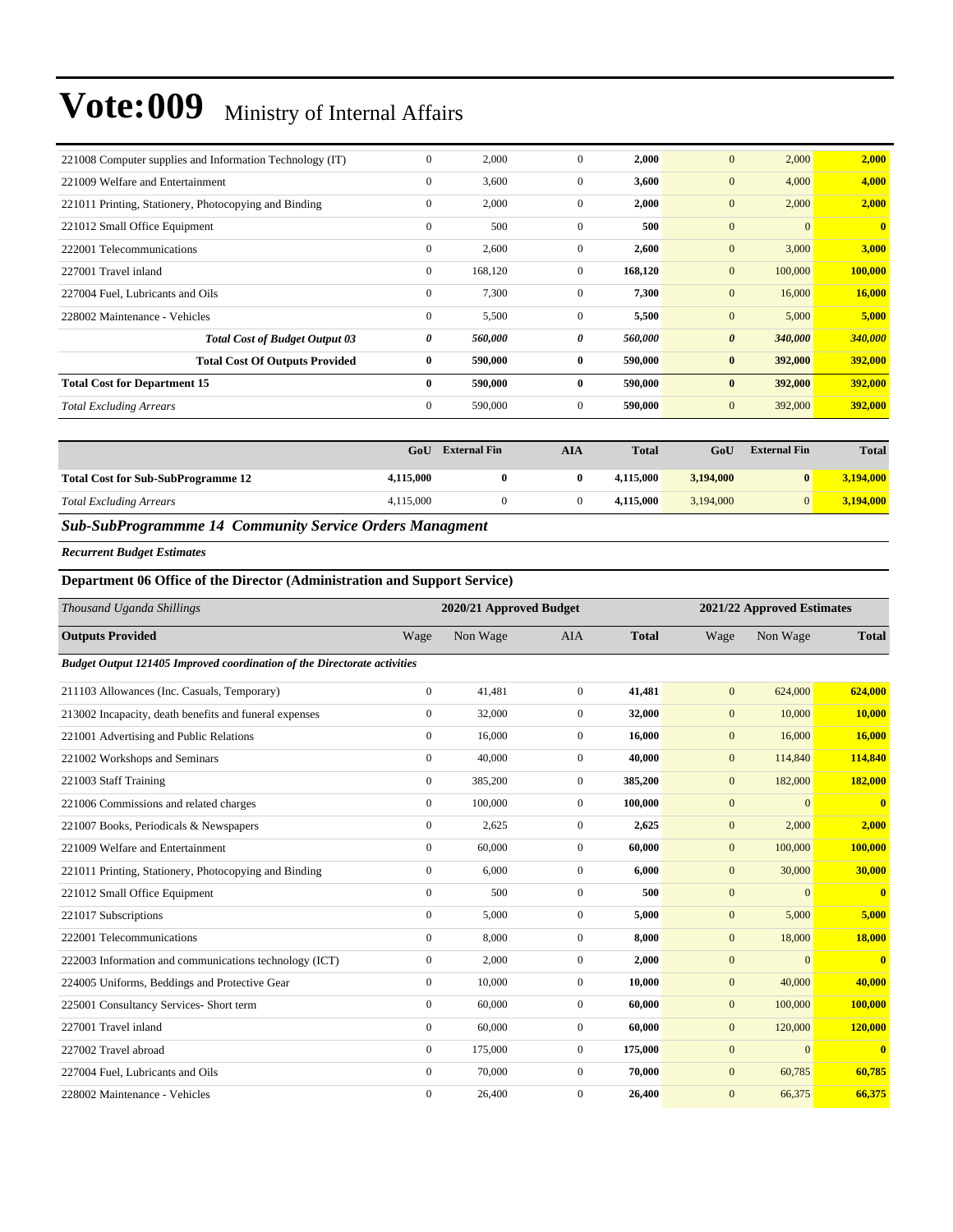# Vote:009 Ministry of Internal Affairs

| | | | | | | | |
|---|---|---|---|---|---|---|---|
| 221008 Computer supplies and Information Technology (IT) | 0 | 2,000 | 0 | **2,000** | 0 | 2,000 | **2,000** |
| 221009 Welfare and Entertainment | 0 | 3,600 | 0 | **3,600** | 0 | 4,000 | **4,000** |
| 221011 Printing, Stationery, Photocopying and Binding | 0 | 2,000 | 0 | **2,000** | 0 | 2,000 | **2,000** |
| 221012 Small Office Equipment | 0 | 500 | 0 | **500** | 0 | 0 | **0** |
| 222001 Telecommunications | 0 | 2,600 | 0 | **2,600** | 0 | 3,000 | **3,000** |
| 227001 Travel inland | 0 | 168,120 | 0 | **168,120** | 0 | 100,000 | **100,000** |
| 227004 Fuel, Lubricants and Oils | 0 | 7,300 | 0 | **7,300** | 0 | 16,000 | **16,000** |
| 228002 Maintenance - Vehicles | 0 | 5,500 | 0 | **5,500** | 0 | 5,000 | **5,000** |
| ***Total Cost of Budget Output 03*** | ***0*** | ***560,000*** | ***0*** | ***560,000*** | ***0*** | ***340,000*** | ***340,000*** |
| **Total Cost Of Outputs Provided** | **0** | **590,000** | **0** | **590,000** | **0** | **392,000** | **392,000** |
| **Total Cost for Department 15** | **0** | **590,000** | **0** | **590,000** | **0** | **392,000** | **392,000** |
| *Total Excluding Arrears* | 0 | 590,000 | 0 | **590,000** | 0 | 392,000 | **392,000** |

| | GoU | External Fin | AIA | Total | GoU | External Fin | Total |
|---|---|---|---|---|---|---|---|
| **Total Cost for Sub-SubProgramme 12** | **4,115,000** | **0** | **0** | **4,115,000** | **3,194,000** | **0** | **3,194,000** |
| *Total Excluding Arrears* | 4,115,000 | 0 | 0 | **4,115,000** | 3,194,000 | 0 | **3,194,000** |

## *Sub-SubProgrammme 14 Community Service Orders Managment*

***Recurrent Budget Estimates***

### Department 06 Office of the Director (Administration and Support Service)

| *Thousand Uganda Shillings* | 2020/21 Approved Budget | | | | 2021/22 Approved Estimates | | |
|---|---|---|---|---|---|---|---|
| **Outputs Provided** | Wage | Non Wage | AIA | **Total** | Wage | Non Wage | **Total** |
| ***Budget Output 121405 Improved coordination of the Directorate activities*** | | | | | | | |
| 211103 Allowances (Inc. Casuals, Temporary) | 0 | 41,481 | 0 | **41,481** | 0 | 624,000 | **624,000** |
| 213002 Incapacity, death benefits and funeral expenses | 0 | 32,000 | 0 | **32,000** | 0 | 10,000 | **10,000** |
| 221001 Advertising and Public Relations | 0 | 16,000 | 0 | **16,000** | 0 | 16,000 | **16,000** |
| 221002 Workshops and Seminars | 0 | 40,000 | 0 | **40,000** | 0 | 114,840 | **114,840** |
| 221003 Staff Training | 0 | 385,200 | 0 | **385,200** | 0 | 182,000 | **182,000** |
| 221006 Commissions and related charges | 0 | 100,000 | 0 | **100,000** | 0 | 0 | **0** |
| 221007 Books, Periodicals & Newspapers | 0 | 2,625 | 0 | **2,625** | 0 | 2,000 | **2,000** |
| 221009 Welfare and Entertainment | 0 | 60,000 | 0 | **60,000** | 0 | 100,000 | **100,000** |
| 221011 Printing, Stationery, Photocopying and Binding | 0 | 6,000 | 0 | **6,000** | 0 | 30,000 | **30,000** |
| 221012 Small Office Equipment | 0 | 500 | 0 | **500** | 0 | 0 | **0** |
| 221017 Subscriptions | 0 | 5,000 | 0 | **5,000** | 0 | 5,000 | **5,000** |
| 222001 Telecommunications | 0 | 8,000 | 0 | **8,000** | 0 | 18,000 | **18,000** |
| 222003 Information and communications technology (ICT) | 0 | 2,000 | 0 | **2,000** | 0 | 0 | **0** |
| 224005 Uniforms, Beddings and Protective Gear | 0 | 10,000 | 0 | **10,000** | 0 | 40,000 | **40,000** |
| 225001 Consultancy Services- Short term | 0 | 60,000 | 0 | **60,000** | 0 | 100,000 | **100,000** |
| 227001 Travel inland | 0 | 60,000 | 0 | **60,000** | 0 | 120,000 | **120,000** |
| 227002 Travel abroad | 0 | 175,000 | 0 | **175,000** | 0 | 0 | **0** |
| 227004 Fuel, Lubricants and Oils | 0 | 70,000 | 0 | **70,000** | 0 | 60,785 | **60,785** |
| 228002 Maintenance - Vehicles | 0 | 26,400 | 0 | **26,400** | 0 | 66,375 | **66,375** |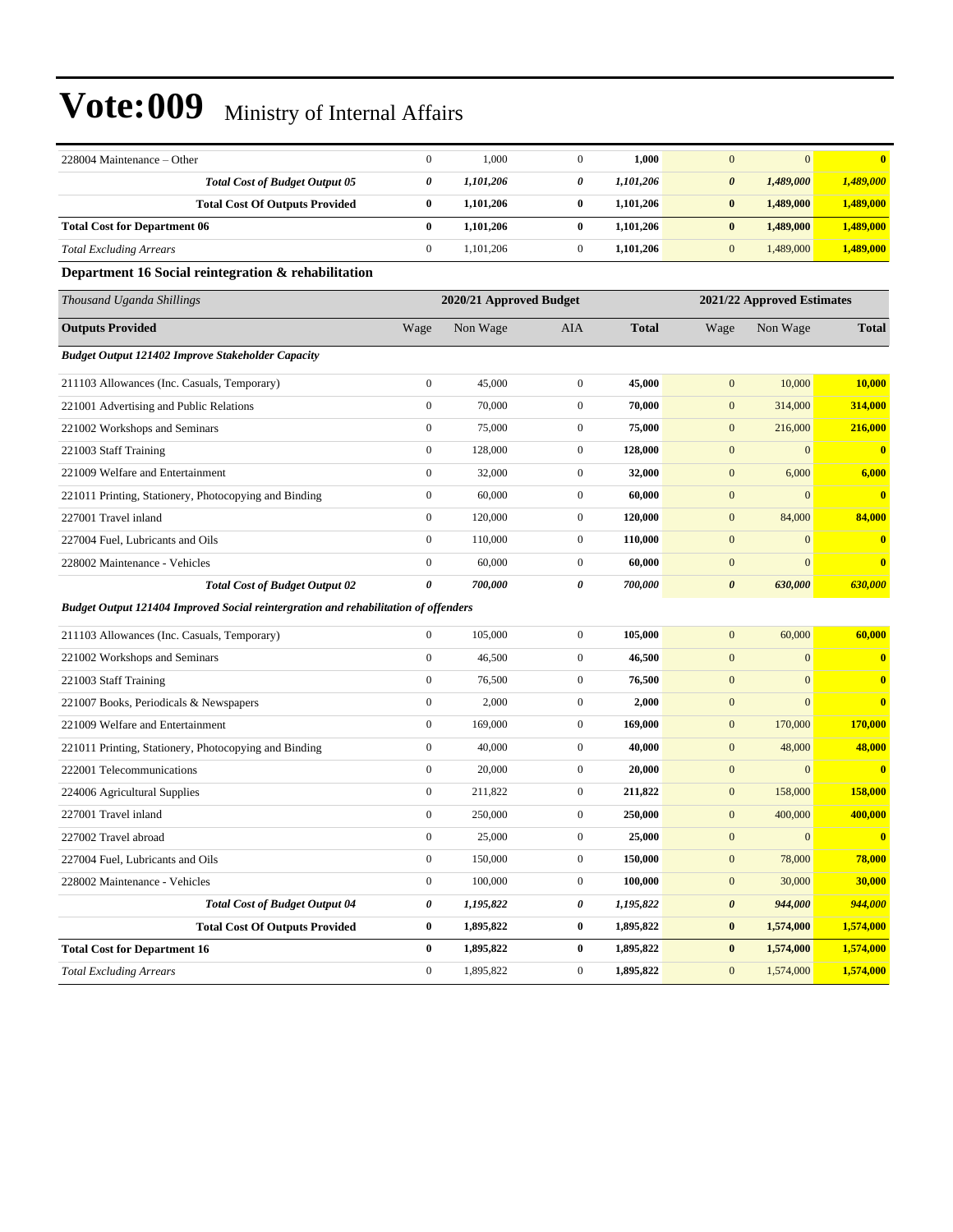| | | | | | | | |
|---|---|---|---|---|---|---|---|
| 228004 Maintenance – Other | 0 | 1,000 | 0 | **1,000** | 0 | 0 | **0** |
| ***Total Cost of Budget Output 05*** | ***0*** | ***1,101,206*** | ***0*** | ***1,101,206*** | ***0*** | ***1,489,000*** | ***1,489,000*** |
| **Total Cost Of Outputs Provided** | **0** | **1,101,206** | **0** | **1,101,206** | **0** | **1,489,000** | **1,489,000** |
| **Total Cost for Department 06** | **0** | **1,101,206** | **0** | **1,101,206** | **0** | **1,489,000** | **1,489,000** |
| *Total Excluding Arrears* | 0 | 1,101,206 | 0 | **1,101,206** | 0 | 1,489,000 | **1,489,000** |

## Department 16 Social reintegration & rehabilitation

| *Thousand Uganda Shillings* | 2020/21 Approved Budget | | | | 2021/22 Approved Estimates | | |
|---|---|---|---|---|---|---|---|
| **Outputs Provided** | Wage | Non Wage | AIA | **Total** | Wage | Non Wage | **Total** |
| ***Budget Output 121402 Improve Stakeholder Capacity*** | | | | | | | |
| 211103 Allowances (Inc. Casuals, Temporary) | 0 | 45,000 | 0 | **45,000** | 0 | 10,000 | **10,000** |
| 221001 Advertising and Public Relations | 0 | 70,000 | 0 | **70,000** | 0 | 314,000 | **314,000** |
| 221002 Workshops and Seminars | 0 | 75,000 | 0 | **75,000** | 0 | 216,000 | **216,000** |
| 221003 Staff Training | 0 | 128,000 | 0 | **128,000** | 0 | 0 | **0** |
| 221009 Welfare and Entertainment | 0 | 32,000 | 0 | **32,000** | 0 | 6,000 | **6,000** |
| 221011 Printing, Stationery, Photocopying and Binding | 0 | 60,000 | 0 | **60,000** | 0 | 0 | **0** |
| 227001 Travel inland | 0 | 120,000 | 0 | **120,000** | 0 | 84,000 | **84,000** |
| 227004 Fuel, Lubricants and Oils | 0 | 110,000 | 0 | **110,000** | 0 | 0 | **0** |
| 228002 Maintenance - Vehicles | 0 | 60,000 | 0 | **60,000** | 0 | 0 | **0** |
| ***Total Cost of Budget Output 02*** | ***0*** | ***700,000*** | ***0*** | ***700,000*** | ***0*** | ***630,000*** | ***630,000*** |
| ***Budget Output 121404 Improved Social reintergration and rehabilitation of offenders*** | | | | | | | |
| 211103 Allowances (Inc. Casuals, Temporary) | 0 | 105,000 | 0 | **105,000** | 0 | 60,000 | **60,000** |
| 221002 Workshops and Seminars | 0 | 46,500 | 0 | **46,500** | 0 | 0 | **0** |
| 221003 Staff Training | 0 | 76,500 | 0 | **76,500** | 0 | 0 | **0** |
| 221007 Books, Periodicals & Newspapers | 0 | 2,000 | 0 | **2,000** | 0 | 0 | **0** |
| 221009 Welfare and Entertainment | 0 | 169,000 | 0 | **169,000** | 0 | 170,000 | **170,000** |
| 221011 Printing, Stationery, Photocopying and Binding | 0 | 40,000 | 0 | **40,000** | 0 | 48,000 | **48,000** |
| 222001 Telecommunications | 0 | 20,000 | 0 | **20,000** | 0 | 0 | **0** |
| 224006 Agricultural Supplies | 0 | 211,822 | 0 | **211,822** | 0 | 158,000 | **158,000** |
| 227001 Travel inland | 0 | 250,000 | 0 | **250,000** | 0 | 400,000 | **400,000** |
| 227002 Travel abroad | 0 | 25,000 | 0 | **25,000** | 0 | 0 | **0** |
| 227004 Fuel, Lubricants and Oils | 0 | 150,000 | 0 | **150,000** | 0 | 78,000 | **78,000** |
| 228002 Maintenance - Vehicles | 0 | 100,000 | 0 | **100,000** | 0 | 30,000 | **30,000** |
| ***Total Cost of Budget Output 04*** | ***0*** | ***1,195,822*** | ***0*** | ***1,195,822*** | ***0*** | ***944,000*** | ***944,000*** |
| **Total Cost Of Outputs Provided** | **0** | **1,895,822** | **0** | **1,895,822** | **0** | **1,574,000** | **1,574,000** |
| **Total Cost for Department 16** | **0** | **1,895,822** | **0** | **1,895,822** | **0** | **1,574,000** | **1,574,000** |
| *Total Excluding Arrears* | 0 | 1,895,822 | 0 | **1,895,822** | 0 | 1,574,000 | **1,574,000** |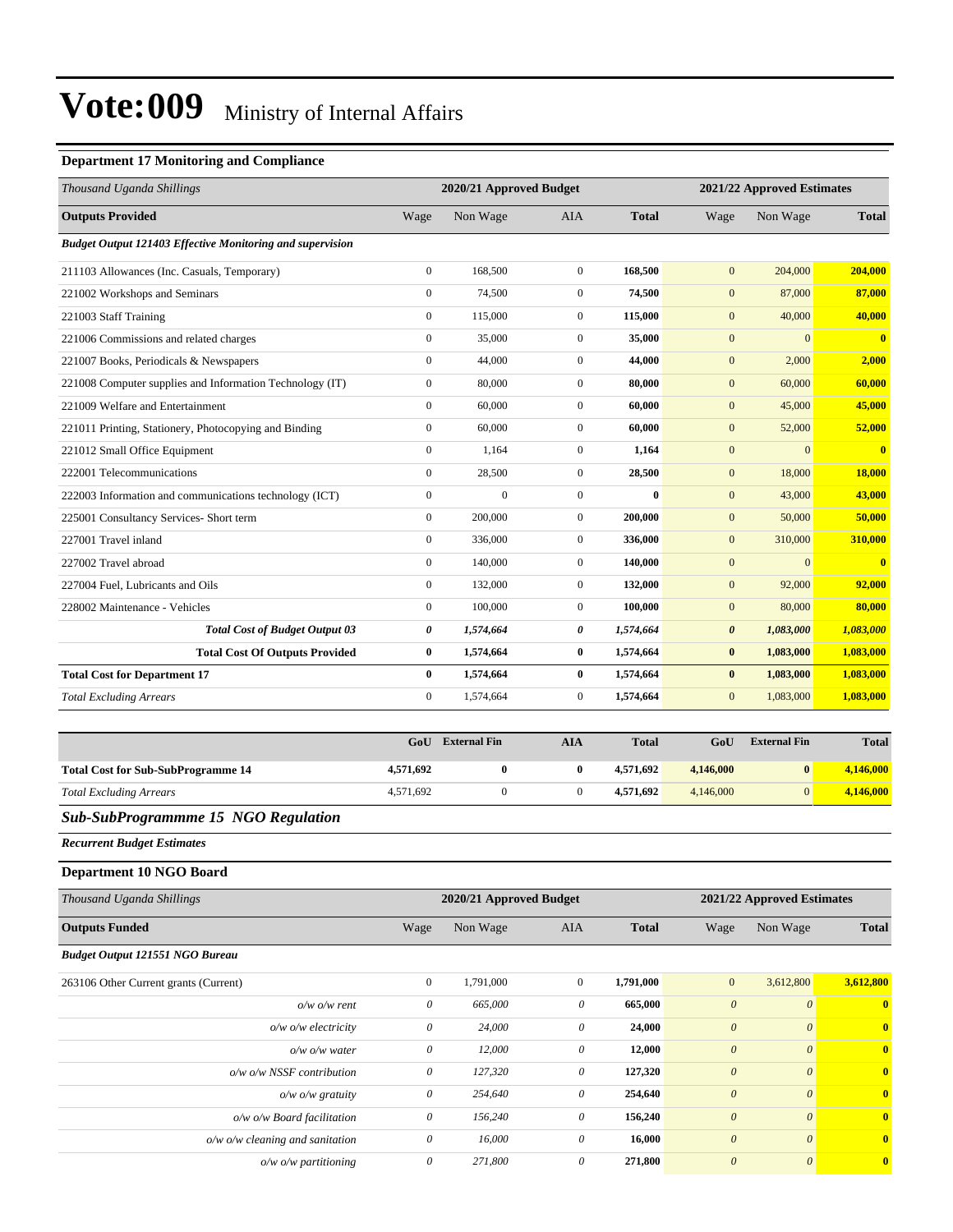# Vote:009 Ministry of Internal Affairs

### Department 17 Monitoring and Compliance

| Thousand Uganda Shillings | 2020/21 Approved Budget | | | | 2021/22 Approved Estimates | | |
|---|---|---|---|---|---|---|---|
| **Outputs Provided** | Wage | Non Wage | AIA | **Total** | Wage | Non Wage | **Total** |
| ***Budget Output 121403 Effective Monitoring and supervision*** | | | | | | | |
| 211103 Allowances (Inc. Casuals, Temporary) | 0 | 168,500 | 0 | **168,500** | 0 | 204,000 | **204,000** |
| 221002 Workshops and Seminars | 0 | 74,500 | 0 | **74,500** | 0 | 87,000 | **87,000** |
| 221003 Staff Training | 0 | 115,000 | 0 | **115,000** | 0 | 40,000 | **40,000** |
| 221006 Commissions and related charges | 0 | 35,000 | 0 | **35,000** | 0 | 0 | **0** |
| 221007 Books, Periodicals & Newspapers | 0 | 44,000 | 0 | **44,000** | 0 | 2,000 | **2,000** |
| 221008 Computer supplies and Information Technology (IT) | 0 | 80,000 | 0 | **80,000** | 0 | 60,000 | **60,000** |
| 221009 Welfare and Entertainment | 0 | 60,000 | 0 | **60,000** | 0 | 45,000 | **45,000** |
| 221011 Printing, Stationery, Photocopying and Binding | 0 | 60,000 | 0 | **60,000** | 0 | 52,000 | **52,000** |
| 221012 Small Office Equipment | 0 | 1,164 | 0 | **1,164** | 0 | 0 | **0** |
| 222001 Telecommunications | 0 | 28,500 | 0 | **28,500** | 0 | 18,000 | **18,000** |
| 222003 Information and communications technology (ICT) | 0 | 0 | 0 | **0** | 0 | 43,000 | **43,000** |
| 225001 Consultancy Services- Short term | 0 | 200,000 | 0 | **200,000** | 0 | 50,000 | **50,000** |
| 227001 Travel inland | 0 | 336,000 | 0 | **336,000** | 0 | 310,000 | **310,000** |
| 227002 Travel abroad | 0 | 140,000 | 0 | **140,000** | 0 | 0 | **0** |
| 227004 Fuel, Lubricants and Oils | 0 | 132,000 | 0 | **132,000** | 0 | 92,000 | **92,000** |
| 228002 Maintenance - Vehicles | 0 | 100,000 | 0 | **100,000** | 0 | 80,000 | **80,000** |
| ***Total Cost of Budget Output 03*** | ***0*** | ***1,574,664*** | ***0*** | ***1,574,664*** | ***0*** | ***1,083,000*** | ***1,083,000*** |
| **Total Cost Of Outputs Provided** | **0** | **1,574,664** | **0** | **1,574,664** | **0** | **1,083,000** | **1,083,000** |
| **Total Cost for Department 17** | **0** | **1,574,664** | **0** | **1,574,664** | **0** | **1,083,000** | **1,083,000** |
| *Total Excluding Arrears* | 0 | 1,574,664 | 0 | 1,574,664 | 0 | 1,083,000 | 1,083,000 |

| | GoU | External Fin | AIA | Total | GoU | External Fin | Total |
|---|---|---|---|---|---|---|---|
| **Total Cost for Sub-SubProgramme 14** | **4,571,692** | **0** | **0** | **4,571,692** | **4,146,000** | **0** | **4,146,000** |
| *Total Excluding Arrears* | 4,571,692 | 0 | 0 | 4,571,692 | 4,146,000 | 0 | 4,146,000 |

## *Sub-SubProgrammme 15 NGO Regulation*

***Recurrent Budget Estimates***

### Department 10 NGO Board

| Thousand Uganda Shillings | 2020/21 Approved Budget | | | | 2021/22 Approved Estimates | | |
|---|---|---|---|---|---|---|---|
| **Outputs Funded** | Wage | Non Wage | AIA | **Total** | Wage | Non Wage | **Total** |
| ***Budget Output 121551 NGO Bureau*** | | | | | | | |
| 263106 Other Current grants (Current) | 0 | 1,791,000 | 0 | **1,791,000** | 0 | 3,612,800 | **3,612,800** |
| *o/w o/w rent* | *0* | *665,000* | *0* | **665,000** | *0* | *0* | **0** |
| *o/w o/w electricity* | *0* | *24,000* | *0* | **24,000** | *0* | *0* | **0** |
| *o/w o/w water* | *0* | *12,000* | *0* | **12,000** | *0* | *0* | **0** |
| *o/w o/w NSSF contribution* | *0* | *127,320* | *0* | **127,320** | *0* | *0* | **0** |
| *o/w o/w gratuity* | *0* | *254,640* | *0* | **254,640** | *0* | *0* | **0** |
| *o/w o/w Board facilitation* | *0* | *156,240* | *0* | **156,240** | *0* | *0* | **0** |
| *o/w o/w cleaning and sanitation* | *0* | *16,000* | *0* | **16,000** | *0* | *0* | **0** |
| *o/w o/w partitioning* | *0* | *271,800* | *0* | **271,800** | *0* | *0* | **0** |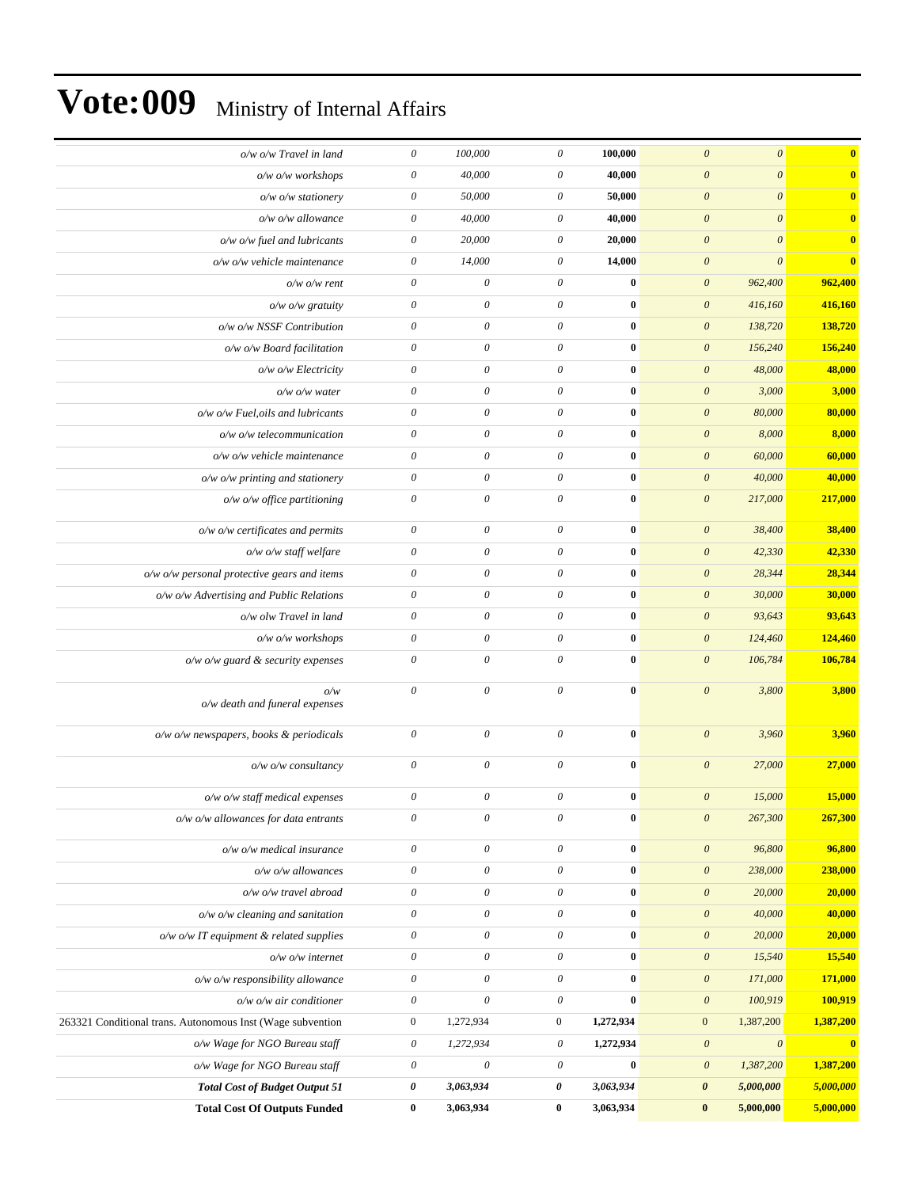# Vote:009 Ministry of Internal Affairs

| | | | | | | | |
|---|---|---|---|---|---|---|---|
| *o/w o/w Travel in land* | *0* | *100,000* | *0* | **100,000** | *0* | *0* | **0** |
| *o/w o/w workshops* | *0* | *40,000* | *0* | **40,000** | *0* | *0* | **0** |
| *o/w o/w stationery* | *0* | *50,000* | *0* | **50,000** | *0* | *0* | **0** |
| *o/w o/w allowance* | *0* | *40,000* | *0* | **40,000** | *0* | *0* | **0** |
| *o/w o/w fuel and lubricants* | *0* | *20,000* | *0* | **20,000** | *0* | *0* | **0** |
| *o/w o/w vehicle maintenance* | *0* | *14,000* | *0* | **14,000** | *0* | *0* | **0** |
| *o/w o/w rent* | *0* | *0* | *0* | **0** | *0* | *962,400* | **962,400** |
| *o/w o/w gratuity* | *0* | *0* | *0* | **0** | *0* | *416,160* | **416,160** |
| *o/w o/w NSSF Contribution* | *0* | *0* | *0* | **0** | *0* | *138,720* | **138,720** |
| *o/w o/w Board facilitation* | *0* | *0* | *0* | **0** | *0* | *156,240* | **156,240** |
| *o/w o/w Electricity* | *0* | *0* | *0* | **0** | *0* | *48,000* | **48,000** |
| *o/w o/w water* | *0* | *0* | *0* | **0** | *0* | *3,000* | **3,000** |
| *o/w o/w Fuel,oils and lubricants* | *0* | *0* | *0* | **0** | *0* | *80,000* | **80,000** |
| *o/w o/w telecommunication* | *0* | *0* | *0* | **0** | *0* | *8,000* | **8,000** |
| *o/w o/w vehicle maintenance* | *0* | *0* | *0* | **0** | *0* | *60,000* | **60,000** |
| *o/w o/w printing and stationery* | *0* | *0* | *0* | **0** | *0* | *40,000* | **40,000** |
| *o/w o/w office partitioning* | *0* | *0* | *0* | **0** | *0* | *217,000* | **217,000** |
| *o/w o/w certificates and permits* | *0* | *0* | *0* | **0** | *0* | *38,400* | **38,400** |
| *o/w o/w staff welfare* | *0* | *0* | *0* | **0** | *0* | *42,330* | **42,330** |
| *o/w o/w personal protective gears and items* | *0* | *0* | *0* | **0** | *0* | *28,344* | **28,344** |
| *o/w o/w Advertising and Public Relations* | *0* | *0* | *0* | **0** | *0* | *30,000* | **30,000** |
| *o/w olw Travel in land* | *0* | *0* | *0* | **0** | *0* | *93,643* | **93,643** |
| *o/w o/w workshops* | *0* | *0* | *0* | **0** | *0* | *124,460* | **124,460** |
| *o/w o/w guard & security expenses* | *0* | *0* | *0* | **0** | *0* | *106,784* | **106,784** |
| *o/w o/w death and funeral expenses* | *0* | *0* | *0* | **0** | *0* | *3,800* | **3,800** |
| *o/w o/w newspapers, books & periodicals* | *0* | *0* | *0* | **0** | *0* | *3,960* | **3,960** |
| *o/w o/w consultancy* | *0* | *0* | *0* | **0** | *0* | *27,000* | **27,000** |
| *o/w o/w staff medical expenses* | *0* | *0* | *0* | **0** | *0* | *15,000* | **15,000** |
| *o/w o/w allowances for data entrants* | *0* | *0* | *0* | **0** | *0* | *267,300* | **267,300** |
| *o/w o/w medical insurance* | *0* | *0* | *0* | **0** | *0* | *96,800* | **96,800** |
| *o/w o/w allowances* | *0* | *0* | *0* | **0** | *0* | *238,000* | **238,000** |
| *o/w o/w travel abroad* | *0* | *0* | *0* | **0** | *0* | *20,000* | **20,000** |
| *o/w o/w cleaning and sanitation* | *0* | *0* | *0* | **0** | *0* | *40,000* | **40,000** |
| *o/w o/w IT equipment & related supplies* | *0* | *0* | *0* | **0** | *0* | *20,000* | **20,000** |
| *o/w o/w internet* | *0* | *0* | *0* | **0** | *0* | *15,540* | **15,540** |
| *o/w o/w responsibility allowance* | *0* | *0* | *0* | **0** | *0* | *171,000* | **171,000** |
| *o/w o/w air conditioner* | *0* | *0* | *0* | **0** | *0* | *100,919* | **100,919** |
| 263321 Conditional trans. Autonomous Inst (Wage subvention | 0 | 1,272,934 | 0 | **1,272,934** | 0 | 1,387,200 | **1,387,200** |
| *o/w Wage for NGO Bureau staff* | *0* | *1,272,934* | *0* | **1,272,934** | *0* | *0* | **0** |
| *o/w Wage for NGO Bureau staff* | *0* | *0* | *0* | **0** | *0* | *1,387,200* | **1,387,200** |
| ***Total Cost of Budget Output 51*** | ***0*** | ***3,063,934*** | ***0*** | ***3,063,934*** | ***0*** | ***5,000,000*** | ***5,000,000*** |
| **Total Cost Of Outputs Funded** | **0** | **3,063,934** | **0** | **3,063,934** | **0** | **5,000,000** | **5,000,000** |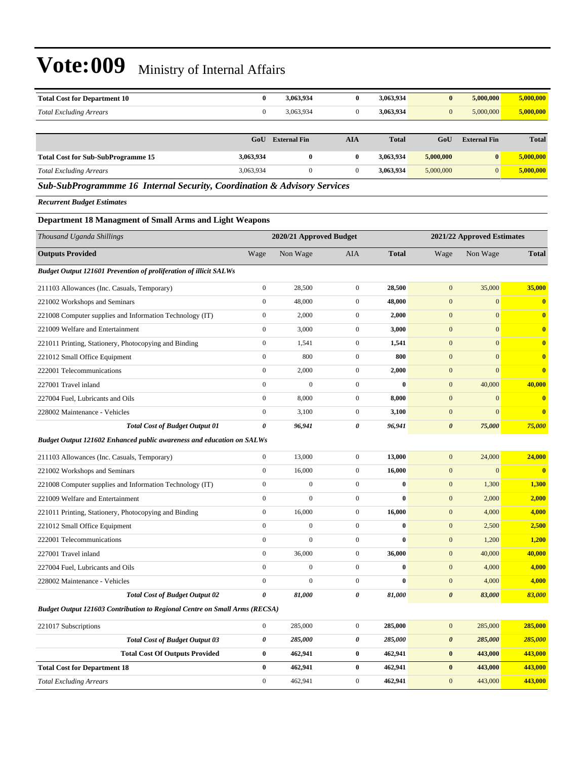# Vote:009 Ministry of Internal Affairs

| | | | | | | | |
|---|---|---|---|---|---|---|---|
| **Total Cost for Department 10** | **0** | **3,063,934** | **0** | **3,063,934** | **0** | **5,000,000** | **5,000,000** |
| *Total Excluding Arrears* | 0 | 3,063,934 | 0 | **3,063,934** | 0 | 5,000,000 | **5,000,000** |

| | GoU | External Fin | AIA | Total | GoU | External Fin | Total |
|---|---|---|---|---|---|---|---|
| **Total Cost for Sub-SubProgramme 15** | **3,063,934** | **0** | **0** | **3,063,934** | **5,000,000** | **0** | **5,000,000** |
| *Total Excluding Arrears* | 3,063,934 | 0 | 0 | **3,063,934** | 5,000,000 | 0 | **5,000,000** |

## *Sub-SubProgrammme 16 Internal Security, Coordination & Advisory Services*

***Recurrent Budget Estimates***

### Department 18 Managment of Small Arms and Light Weapons

| *Thousand Uganda Shillings* | 2020/21 Approved Budget | | | | 2021/22 Approved Estimates | | |
|---|---|---|---|---|---|---|---|
| **Outputs Provided** | Wage | Non Wage | AIA | **Total** | Wage | Non Wage | **Total** |
| ***Budget Output 121601 Prevention of proliferation of illicit SALWs*** | | | | | | | |
| 211103 Allowances (Inc. Casuals, Temporary) | 0 | 28,500 | 0 | **28,500** | 0 | 35,000 | **35,000** |
| 221002 Workshops and Seminars | 0 | 48,000 | 0 | **48,000** | 0 | 0 | **0** |
| 221008 Computer supplies and Information Technology (IT) | 0 | 2,000 | 0 | **2,000** | 0 | 0 | **0** |
| 221009 Welfare and Entertainment | 0 | 3,000 | 0 | **3,000** | 0 | 0 | **0** |
| 221011 Printing, Stationery, Photocopying and Binding | 0 | 1,541 | 0 | **1,541** | 0 | 0 | **0** |
| 221012 Small Office Equipment | 0 | 800 | 0 | **800** | 0 | 0 | **0** |
| 222001 Telecommunications | 0 | 2,000 | 0 | **2,000** | 0 | 0 | **0** |
| 227001 Travel inland | 0 | 0 | 0 | **0** | 0 | 40,000 | **40,000** |
| 227004 Fuel, Lubricants and Oils | 0 | 8,000 | 0 | **8,000** | 0 | 0 | **0** |
| 228002 Maintenance - Vehicles | 0 | 3,100 | 0 | **3,100** | 0 | 0 | **0** |
| ***Total Cost of Budget Output 01*** | ***0*** | ***96,941*** | ***0*** | ***96,941*** | ***0*** | ***75,000*** | ***75,000*** |
| ***Budget Output 121602 Enhanced public awareness and education on SALWs*** | | | | | | | |
| 211103 Allowances (Inc. Casuals, Temporary) | 0 | 13,000 | 0 | **13,000** | 0 | 24,000 | **24,000** |
| 221002 Workshops and Seminars | 0 | 16,000 | 0 | **16,000** | 0 | 0 | **0** |
| 221008 Computer supplies and Information Technology (IT) | 0 | 0 | 0 | **0** | 0 | 1,300 | **1,300** |
| 221009 Welfare and Entertainment | 0 | 0 | 0 | **0** | 0 | 2,000 | **2,000** |
| 221011 Printing, Stationery, Photocopying and Binding | 0 | 16,000 | 0 | **16,000** | 0 | 4,000 | **4,000** |
| 221012 Small Office Equipment | 0 | 0 | 0 | **0** | 0 | 2,500 | **2,500** |
| 222001 Telecommunications | 0 | 0 | 0 | **0** | 0 | 1,200 | **1,200** |
| 227001 Travel inland | 0 | 36,000 | 0 | **36,000** | 0 | 40,000 | **40,000** |
| 227004 Fuel, Lubricants and Oils | 0 | 0 | 0 | **0** | 0 | 4,000 | **4,000** |
| 228002 Maintenance - Vehicles | 0 | 0 | 0 | **0** | 0 | 4,000 | **4,000** |
| ***Total Cost of Budget Output 02*** | ***0*** | ***81,000*** | ***0*** | ***81,000*** | ***0*** | ***83,000*** | ***83,000*** |
| ***Budget Output 121603 Contribution to Regional Centre on Small Arms (RECSA)*** | | | | | | | |
| 221017 Subscriptions | 0 | 285,000 | 0 | **285,000** | 0 | 285,000 | **285,000** |
| ***Total Cost of Budget Output 03*** | ***0*** | ***285,000*** | ***0*** | ***285,000*** | ***0*** | ***285,000*** | ***285,000*** |
| **Total Cost Of Outputs Provided** | **0** | **462,941** | **0** | **462,941** | **0** | **443,000** | **443,000** |
| **Total Cost for Department 18** | **0** | **462,941** | **0** | **462,941** | **0** | **443,000** | **443,000** |
| *Total Excluding Arrears* | 0 | 462,941 | 0 | **462,941** | 0 | 443,000 | **443,000** |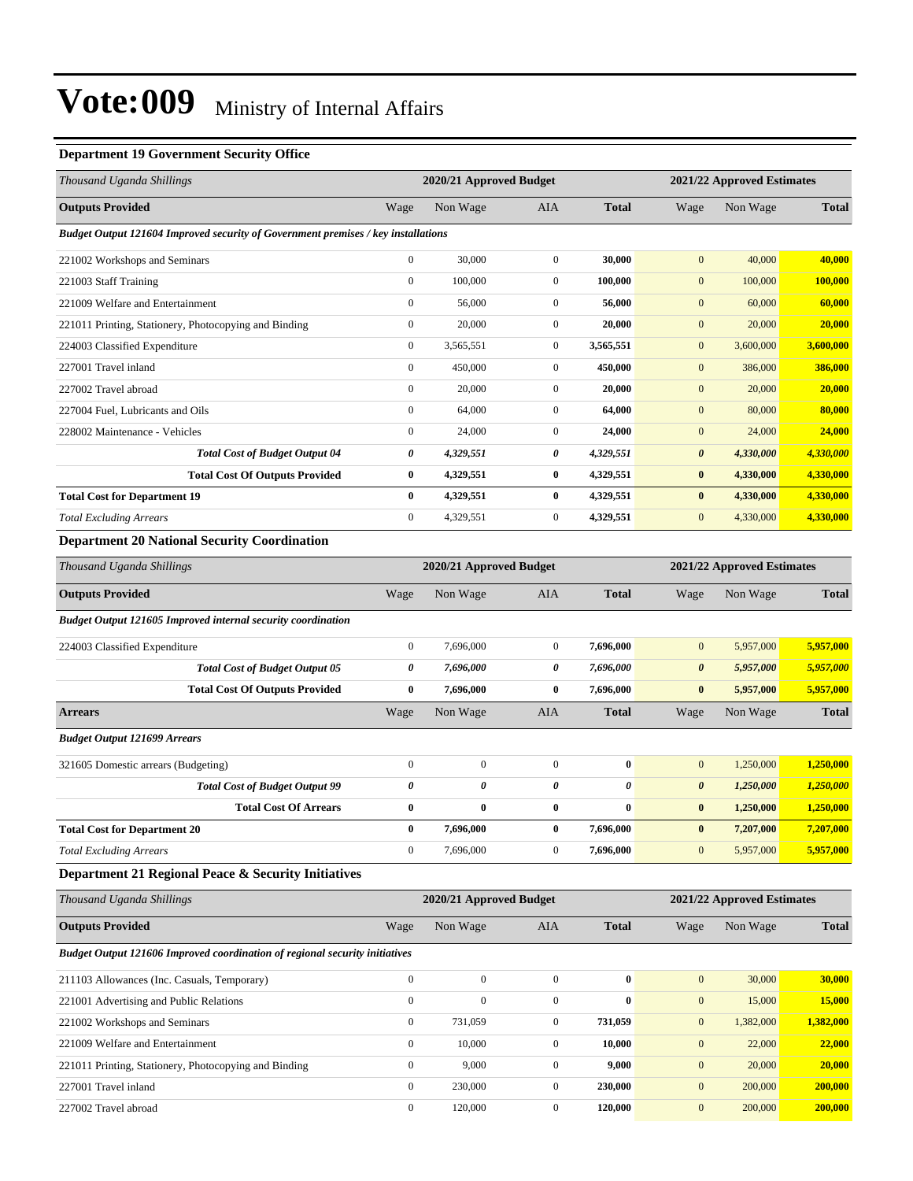# Vote:009 Ministry of Internal Affairs

### Department 19 Government Security Office

| *Thousand Uganda Shillings* | 2020/21 Approved Budget | | | | 2021/22 Approved Estimates | | |
|---|---|---|---|---|---|---|---|
| **Outputs Provided** | Wage | Non Wage | AIA | **Total** | Wage | Non Wage | **Total** |
| ***Budget Output 121604 Improved security of Government premises / key installations*** | | | | | | | |
| 221002 Workshops and Seminars | 0 | 30,000 | 0 | **30,000** | 0 | 40,000 | **40,000** |
| 221003 Staff Training | 0 | 100,000 | 0 | **100,000** | 0 | 100,000 | **100,000** |
| 221009 Welfare and Entertainment | 0 | 56,000 | 0 | **56,000** | 0 | 60,000 | **60,000** |
| 221011 Printing, Stationery, Photocopying and Binding | 0 | 20,000 | 0 | **20,000** | 0 | 20,000 | **20,000** |
| 224003 Classified Expenditure | 0 | 3,565,551 | 0 | **3,565,551** | 0 | 3,600,000 | **3,600,000** |
| 227001 Travel inland | 0 | 450,000 | 0 | **450,000** | 0 | 386,000 | **386,000** |
| 227002 Travel abroad | 0 | 20,000 | 0 | **20,000** | 0 | 20,000 | **20,000** |
| 227004 Fuel, Lubricants and Oils | 0 | 64,000 | 0 | **64,000** | 0 | 80,000 | **80,000** |
| 228002 Maintenance - Vehicles | 0 | 24,000 | 0 | **24,000** | 0 | 24,000 | **24,000** |
| ***Total Cost of Budget Output 04*** | ***0*** | ***4,329,551*** | ***0*** | ***4,329,551*** | ***0*** | ***4,330,000*** | ***4,330,000*** |
| **Total Cost Of Outputs Provided** | **0** | **4,329,551** | **0** | **4,329,551** | **0** | **4,330,000** | **4,330,000** |
| **Total Cost for Department 19** | **0** | **4,329,551** | **0** | **4,329,551** | **0** | **4,330,000** | **4,330,000** |
| *Total Excluding Arrears* | 0 | 4,329,551 | 0 | **4,329,551** | 0 | 4,330,000 | **4,330,000** |

### Department 20 National Security Coordination

| *Thousand Uganda Shillings* | 2020/21 Approved Budget | | | | 2021/22 Approved Estimates | | |
|---|---|---|---|---|---|---|---|
| **Outputs Provided** | Wage | Non Wage | AIA | **Total** | Wage | Non Wage | **Total** |
| ***Budget Output 121605 Improved internal security coordination*** | | | | | | | |
| 224003 Classified Expenditure | 0 | 7,696,000 | 0 | **7,696,000** | 0 | 5,957,000 | **5,957,000** |
| ***Total Cost of Budget Output 05*** | ***0*** | ***7,696,000*** | ***0*** | ***7,696,000*** | ***0*** | ***5,957,000*** | ***5,957,000*** |
| **Total Cost Of Outputs Provided** | **0** | **7,696,000** | **0** | **7,696,000** | **0** | **5,957,000** | **5,957,000** |
| **Arrears** | Wage | Non Wage | AIA | **Total** | Wage | Non Wage | **Total** |
| ***Budget Output 121699 Arrears*** | | | | | | | |
| 321605 Domestic arrears (Budgeting) | 0 | 0 | 0 | **0** | 0 | 1,250,000 | **1,250,000** |
| ***Total Cost of Budget Output 99*** | ***0*** | ***0*** | ***0*** | ***0*** | ***0*** | ***1,250,000*** | ***1,250,000*** |
| **Total Cost Of Arrears** | **0** | **0** | **0** | **0** | **0** | **1,250,000** | **1,250,000** |
| **Total Cost for Department 20** | **0** | **7,696,000** | **0** | **7,696,000** | **0** | **7,207,000** | **7,207,000** |
| *Total Excluding Arrears* | 0 | 7,696,000 | 0 | **7,696,000** | 0 | 5,957,000 | **5,957,000** |

### Department 21 Regional Peace & Security Initiatives

| *Thousand Uganda Shillings* | 2020/21 Approved Budget | | | | 2021/22 Approved Estimates | | |
|---|---|---|---|---|---|---|---|
| **Outputs Provided** | Wage | Non Wage | AIA | **Total** | Wage | Non Wage | **Total** |
| ***Budget Output 121606 Improved coordination of regional security initiatives*** | | | | | | | |
| 211103 Allowances (Inc. Casuals, Temporary) | 0 | 0 | 0 | **0** | 0 | 30,000 | **30,000** |
| 221001 Advertising and Public Relations | 0 | 0 | 0 | **0** | 0 | 15,000 | **15,000** |
| 221002 Workshops and Seminars | 0 | 731,059 | 0 | **731,059** | 0 | 1,382,000 | **1,382,000** |
| 221009 Welfare and Entertainment | 0 | 10,000 | 0 | **10,000** | 0 | 22,000 | **22,000** |
| 221011 Printing, Stationery, Photocopying and Binding | 0 | 9,000 | 0 | **9,000** | 0 | 20,000 | **20,000** |
| 227001 Travel inland | 0 | 230,000 | 0 | **230,000** | 0 | 200,000 | **200,000** |
| 227002 Travel abroad | 0 | 120,000 | 0 | **120,000** | 0 | 200,000 | **200,000** |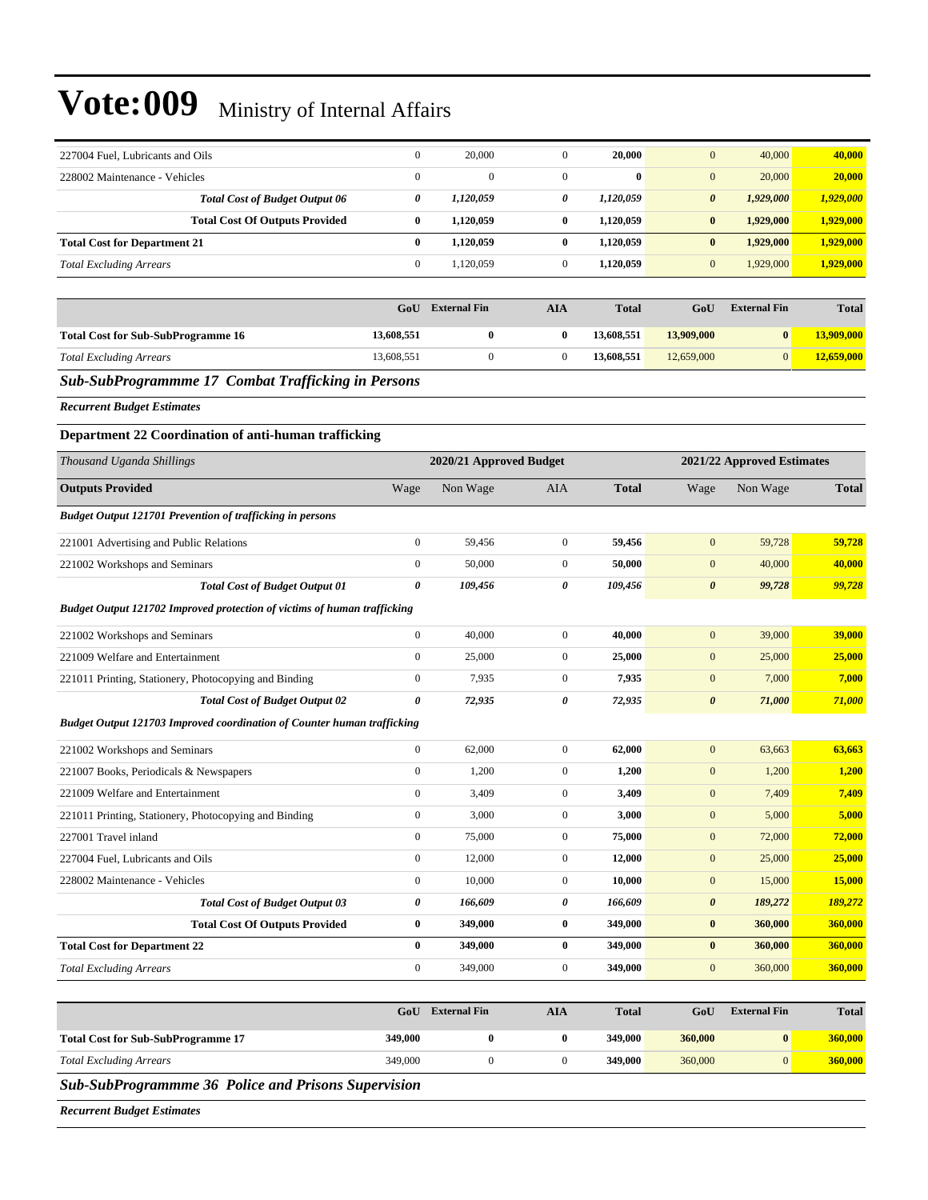# Vote:009 Ministry of Internal Affairs

| | | | | | | | |
|---|---|---|---|---|---|---|---|
| 227004 Fuel, Lubricants and Oils | 0 | 20,000 | 0 | **20,000** | 0 | 40,000 | **40,000** |
| 228002 Maintenance - Vehicles | 0 | 0 | 0 | **0** | 0 | 20,000 | **20,000** |
| ***Total Cost of Budget Output 06*** | ***0*** | ***1,120,059*** | ***0*** | ***1,120,059*** | ***0*** | ***1,929,000*** | ***1,929,000*** |
| **Total Cost Of Outputs Provided** | **0** | **1,120,059** | **0** | **1,120,059** | **0** | **1,929,000** | **1,929,000** |
| **Total Cost for Department 21** | **0** | **1,120,059** | **0** | **1,120,059** | **0** | **1,929,000** | **1,929,000** |
| *Total Excluding Arrears* | 0 | 1,120,059 | 0 | **1,120,059** | 0 | 1,929,000 | **1,929,000** |

| | GoU | External Fin | AIA | Total | GoU | External Fin | Total |
|---|---|---|---|---|---|---|---|
| **Total Cost for Sub-SubProgramme 16** | **13,608,551** | **0** | **0** | **13,608,551** | **13,909,000** | **0** | **13,909,000** |
| *Total Excluding Arrears* | 13,608,551 | 0 | 0 | **13,608,551** | 12,659,000 | 0 | **12,659,000** |

## *Sub-SubProgrammme 17 Combat Trafficking in Persons*

***Recurrent Budget Estimates***

### Department 22 Coordination of anti-human trafficking

| *Thousand Uganda Shillings* | 2020/21 Approved Budget | | | | 2021/22 Approved Estimates | | |
|---|---|---|---|---|---|---|---|
| **Outputs Provided** | Wage | Non Wage | AIA | **Total** | Wage | Non Wage | **Total** |
| ***Budget Output 121701 Prevention of trafficking in persons*** | | | | | | | |
| 221001 Advertising and Public Relations | 0 | 59,456 | 0 | **59,456** | 0 | 59,728 | **59,728** |
| 221002 Workshops and Seminars | 0 | 50,000 | 0 | **50,000** | 0 | 40,000 | **40,000** |
| ***Total Cost of Budget Output 01*** | ***0*** | ***109,456*** | ***0*** | ***109,456*** | ***0*** | ***99,728*** | ***99,728*** |
| ***Budget Output 121702 Improved protection of victims of human trafficking*** | | | | | | | |
| 221002 Workshops and Seminars | 0 | 40,000 | 0 | **40,000** | 0 | 39,000 | **39,000** |
| 221009 Welfare and Entertainment | 0 | 25,000 | 0 | **25,000** | 0 | 25,000 | **25,000** |
| 221011 Printing, Stationery, Photocopying and Binding | 0 | 7,935 | 0 | **7,935** | 0 | 7,000 | **7,000** |
| ***Total Cost of Budget Output 02*** | ***0*** | ***72,935*** | ***0*** | ***72,935*** | ***0*** | ***71,000*** | ***71,000*** |
| ***Budget Output 121703 Improved coordination of Counter human trafficking*** | | | | | | | |
| 221002 Workshops and Seminars | 0 | 62,000 | 0 | **62,000** | 0 | 63,663 | **63,663** |
| 221007 Books, Periodicals & Newspapers | 0 | 1,200 | 0 | **1,200** | 0 | 1,200 | **1,200** |
| 221009 Welfare and Entertainment | 0 | 3,409 | 0 | **3,409** | 0 | 7,409 | **7,409** |
| 221011 Printing, Stationery, Photocopying and Binding | 0 | 3,000 | 0 | **3,000** | 0 | 5,000 | **5,000** |
| 227001 Travel inland | 0 | 75,000 | 0 | **75,000** | 0 | 72,000 | **72,000** |
| 227004 Fuel, Lubricants and Oils | 0 | 12,000 | 0 | **12,000** | 0 | 25,000 | **25,000** |
| 228002 Maintenance - Vehicles | 0 | 10,000 | 0 | **10,000** | 0 | 15,000 | **15,000** |
| ***Total Cost of Budget Output 03*** | ***0*** | ***166,609*** | ***0*** | ***166,609*** | ***0*** | ***189,272*** | ***189,272*** |
| **Total Cost Of Outputs Provided** | **0** | **349,000** | **0** | **349,000** | **0** | **360,000** | **360,000** |
| **Total Cost for Department 22** | **0** | **349,000** | **0** | **349,000** | **0** | **360,000** | **360,000** |
| *Total Excluding Arrears* | 0 | 349,000 | 0 | **349,000** | 0 | 360,000 | **360,000** |

| | GoU | External Fin | AIA | Total | GoU | External Fin | Total |
|---|---|---|---|---|---|---|---|
| **Total Cost for Sub-SubProgramme 17** | **349,000** | **0** | **0** | **349,000** | **360,000** | **0** | **360,000** |
| *Total Excluding Arrears* | 349,000 | 0 | 0 | **349,000** | 360,000 | 0 | **360,000** |

## *Sub-SubProgrammme 36 Police and Prisons Supervision*

***Recurrent Budget Estimates***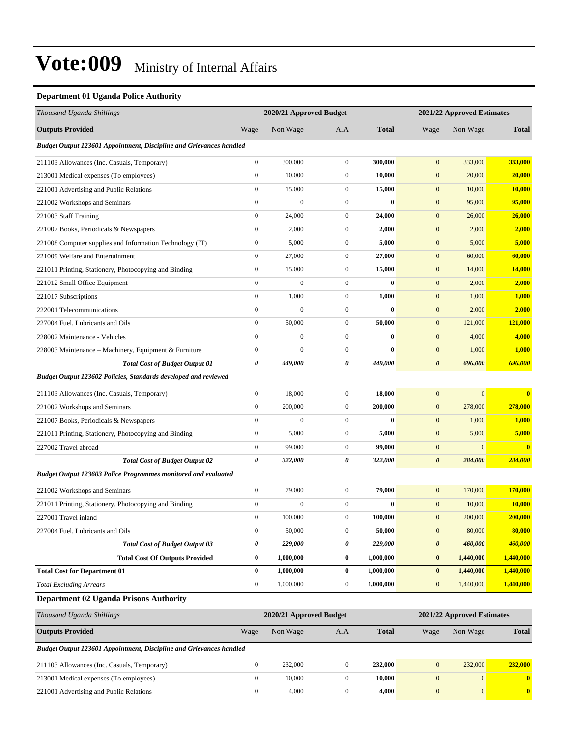# Vote:009 Ministry of Internal Affairs

### Department 01 Uganda Police Authority

| *Thousand Uganda Shillings* | 2020/21 Approved Budget | | | | 2021/22 Approved Estimates | | |
|---|---|---|---|---|---|---|---|
| **Outputs Provided** | Wage | Non Wage | AIA | **Total** | Wage | Non Wage | **Total** |
| ***Budget Output 123601 Appointment, Discipline and Grievances handled*** | | | | | | | |
| 211103 Allowances (Inc. Casuals, Temporary) | 0 | 300,000 | 0 | **300,000** | 0 | 333,000 | **333,000** |
| 213001 Medical expenses (To employees) | 0 | 10,000 | 0 | **10,000** | 0 | 20,000 | **20,000** |
| 221001 Advertising and Public Relations | 0 | 15,000 | 0 | **15,000** | 0 | 10,000 | **10,000** |
| 221002 Workshops and Seminars | 0 | 0 | 0 | **0** | 0 | 95,000 | **95,000** |
| 221003 Staff Training | 0 | 24,000 | 0 | **24,000** | 0 | 26,000 | **26,000** |
| 221007 Books, Periodicals & Newspapers | 0 | 2,000 | 0 | **2,000** | 0 | 2,000 | **2,000** |
| 221008 Computer supplies and Information Technology (IT) | 0 | 5,000 | 0 | **5,000** | 0 | 5,000 | **5,000** |
| 221009 Welfare and Entertainment | 0 | 27,000 | 0 | **27,000** | 0 | 60,000 | **60,000** |
| 221011 Printing, Stationery, Photocopying and Binding | 0 | 15,000 | 0 | **15,000** | 0 | 14,000 | **14,000** |
| 221012 Small Office Equipment | 0 | 0 | 0 | **0** | 0 | 2,000 | **2,000** |
| 221017 Subscriptions | 0 | 1,000 | 0 | **1,000** | 0 | 1,000 | **1,000** |
| 222001 Telecommunications | 0 | 0 | 0 | **0** | 0 | 2,000 | **2,000** |
| 227004 Fuel, Lubricants and Oils | 0 | 50,000 | 0 | **50,000** | 0 | 121,000 | **121,000** |
| 228002 Maintenance - Vehicles | 0 | 0 | 0 | **0** | 0 | 4,000 | **4,000** |
| 228003 Maintenance – Machinery, Equipment & Furniture | 0 | 0 | 0 | **0** | 0 | 1,000 | **1,000** |
| ***Total Cost of Budget Output 01*** | ***0*** | ***449,000*** | ***0*** | ***449,000*** | ***0*** | ***696,000*** | ***696,000*** |
| ***Budget Output 123602 Policies, Standards developed and reviewed*** | | | | | | | |
| 211103 Allowances (Inc. Casuals, Temporary) | 0 | 18,000 | 0 | **18,000** | 0 | 0 | **0** |
| 221002 Workshops and Seminars | 0 | 200,000 | 0 | **200,000** | 0 | 278,000 | **278,000** |
| 221007 Books, Periodicals & Newspapers | 0 | 0 | 0 | **0** | 0 | 1,000 | **1,000** |
| 221011 Printing, Stationery, Photocopying and Binding | 0 | 5,000 | 0 | **5,000** | 0 | 5,000 | **5,000** |
| 227002 Travel abroad | 0 | 99,000 | 0 | **99,000** | 0 | 0 | **0** |
| ***Total Cost of Budget Output 02*** | ***0*** | ***322,000*** | ***0*** | ***322,000*** | ***0*** | ***284,000*** | ***284,000*** |
| ***Budget Output 123603 Police Programmes monitored and evaluated*** | | | | | | | |
| 221002 Workshops and Seminars | 0 | 79,000 | 0 | **79,000** | 0 | 170,000 | **170,000** |
| 221011 Printing, Stationery, Photocopying and Binding | 0 | 0 | 0 | **0** | 0 | 10,000 | **10,000** |
| 227001 Travel inland | 0 | 100,000 | 0 | **100,000** | 0 | 200,000 | **200,000** |
| 227004 Fuel, Lubricants and Oils | 0 | 50,000 | 0 | **50,000** | 0 | 80,000 | **80,000** |
| ***Total Cost of Budget Output 03*** | ***0*** | ***229,000*** | ***0*** | ***229,000*** | ***0*** | ***460,000*** | ***460,000*** |
| **Total Cost Of Outputs Provided** | **0** | **1,000,000** | **0** | **1,000,000** | **0** | **1,440,000** | **1,440,000** |
| **Total Cost for Department 01** | **0** | **1,000,000** | **0** | **1,000,000** | **0** | **1,440,000** | **1,440,000** |
| *Total Excluding Arrears* | 0 | 1,000,000 | 0 | **1,000,000** | 0 | 1,440,000 | **1,440,000** |

### Department 02 Uganda Prisons Authority

| *Thousand Uganda Shillings* | 2020/21 Approved Budget | | | | 2021/22 Approved Estimates | | |
|---|---|---|---|---|---|---|---|
| **Outputs Provided** | Wage | Non Wage | AIA | **Total** | Wage | Non Wage | **Total** |
| ***Budget Output 123601 Appointment, Discipline and Grievances handled*** | | | | | | | |
| 211103 Allowances (Inc. Casuals, Temporary) | 0 | 232,000 | 0 | **232,000** | 0 | 232,000 | **232,000** |
| 213001 Medical expenses (To employees) | 0 | 10,000 | 0 | **10,000** | 0 | 0 | **0** |
| 221001 Advertising and Public Relations | 0 | 4,000 | 0 | **4,000** | 0 | 0 | **0** |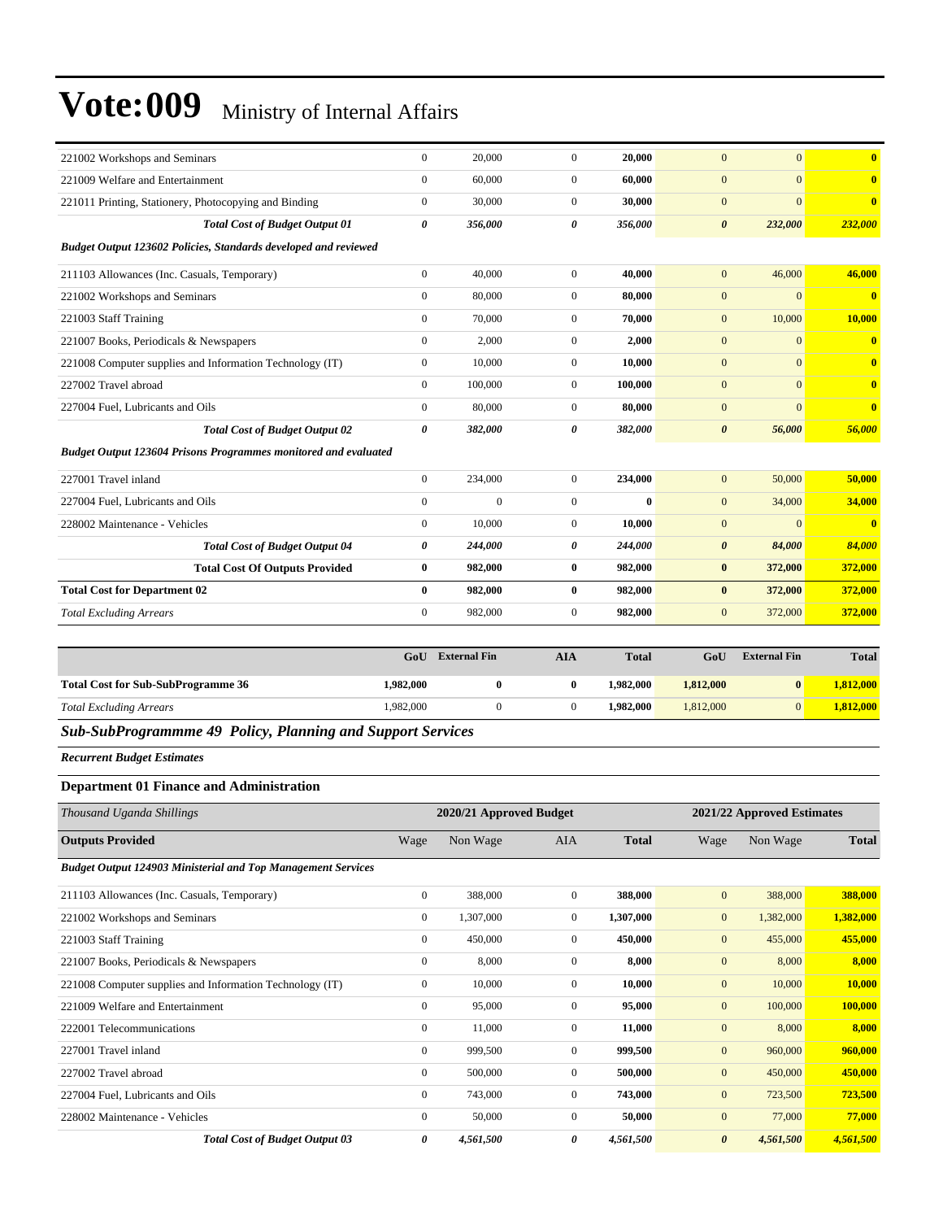# Vote:009 Ministry of Internal Affairs

| | | | | | | | |
|---|---|---|---|---|---|---|---|
| 221002 Workshops and Seminars | 0 | 20,000 | 0 | **20,000** | 0 | 0 | **0** |
| 221009 Welfare and Entertainment | 0 | 60,000 | 0 | **60,000** | 0 | 0 | **0** |
| 221011 Printing, Stationery, Photocopying and Binding | 0 | 30,000 | 0 | **30,000** | 0 | 0 | **0** |
| ***Total Cost of Budget Output 01*** | ***0*** | ***356,000*** | ***0*** | ***356,000*** | ***0*** | ***232,000*** | ***232,000*** |
| ***Budget Output 123602 Policies, Standards developed and reviewed*** | | | | | | | |
| 211103 Allowances (Inc. Casuals, Temporary) | 0 | 40,000 | 0 | **40,000** | 0 | 46,000 | **46,000** |
| 221002 Workshops and Seminars | 0 | 80,000 | 0 | **80,000** | 0 | 0 | **0** |
| 221003 Staff Training | 0 | 70,000 | 0 | **70,000** | 0 | 10,000 | **10,000** |
| 221007 Books, Periodicals & Newspapers | 0 | 2,000 | 0 | **2,000** | 0 | 0 | **0** |
| 221008 Computer supplies and Information Technology (IT) | 0 | 10,000 | 0 | **10,000** | 0 | 0 | **0** |
| 227002 Travel abroad | 0 | 100,000 | 0 | **100,000** | 0 | 0 | **0** |
| 227004 Fuel, Lubricants and Oils | 0 | 80,000 | 0 | **80,000** | 0 | 0 | **0** |
| ***Total Cost of Budget Output 02*** | ***0*** | ***382,000*** | ***0*** | ***382,000*** | ***0*** | ***56,000*** | ***56,000*** |
| ***Budget Output 123604 Prisons Programmes monitored and evaluated*** | | | | | | | |
| 227001 Travel inland | 0 | 234,000 | 0 | **234,000** | 0 | 50,000 | **50,000** |
| 227004 Fuel, Lubricants and Oils | 0 | 0 | 0 | **0** | 0 | 34,000 | **34,000** |
| 228002 Maintenance - Vehicles | 0 | 10,000 | 0 | **10,000** | 0 | 0 | **0** |
| ***Total Cost of Budget Output 04*** | ***0*** | ***244,000*** | ***0*** | ***244,000*** | ***0*** | ***84,000*** | ***84,000*** |
| **Total Cost Of Outputs Provided** | **0** | **982,000** | **0** | **982,000** | **0** | **372,000** | **372,000** |
| **Total Cost for Department 02** | **0** | **982,000** | **0** | **982,000** | **0** | **372,000** | **372,000** |
| *Total Excluding Arrears* | 0 | 982,000 | 0 | **982,000** | 0 | 372,000 | **372,000** |

| | GoU | External Fin | AIA | Total | GoU | External Fin | Total |
|---|---|---|---|---|---|---|---|
| **Total Cost for Sub-SubProgramme 36** | **1,982,000** | **0** | **0** | **1,982,000** | **1,812,000** | **0** | **1,812,000** |
| *Total Excluding Arrears* | 1,982,000 | 0 | 0 | **1,982,000** | 1,812,000 | 0 | **1,812,000** |

## *Sub-SubProgrammme 49 Policy, Planning and Support Services*

***Recurrent Budget Estimates***

### Department 01 Finance and Administration

| *Thousand Uganda Shillings* | | **2020/21 Approved Budget** | | | | **2021/22 Approved Estimates** | |
|---|---|---|---|---|---|---|---|
| **Outputs Provided** | Wage | Non Wage | AIA | **Total** | Wage | Non Wage | **Total** |
| ***Budget Output 124903 Ministerial and Top Management Services*** | | | | | | | |
| 211103 Allowances (Inc. Casuals, Temporary) | 0 | 388,000 | 0 | **388,000** | 0 | 388,000 | **388,000** |
| 221002 Workshops and Seminars | 0 | 1,307,000 | 0 | **1,307,000** | 0 | 1,382,000 | **1,382,000** |
| 221003 Staff Training | 0 | 450,000 | 0 | **450,000** | 0 | 455,000 | **455,000** |
| 221007 Books, Periodicals & Newspapers | 0 | 8,000 | 0 | **8,000** | 0 | 8,000 | **8,000** |
| 221008 Computer supplies and Information Technology (IT) | 0 | 10,000 | 0 | **10,000** | 0 | 10,000 | **10,000** |
| 221009 Welfare and Entertainment | 0 | 95,000 | 0 | **95,000** | 0 | 100,000 | **100,000** |
| 222001 Telecommunications | 0 | 11,000 | 0 | **11,000** | 0 | 8,000 | **8,000** |
| 227001 Travel inland | 0 | 999,500 | 0 | **999,500** | 0 | 960,000 | **960,000** |
| 227002 Travel abroad | 0 | 500,000 | 0 | **500,000** | 0 | 450,000 | **450,000** |
| 227004 Fuel, Lubricants and Oils | 0 | 743,000 | 0 | **743,000** | 0 | 723,500 | **723,500** |
| 228002 Maintenance - Vehicles | 0 | 50,000 | 0 | **50,000** | 0 | 77,000 | **77,000** |
| ***Total Cost of Budget Output 03*** | ***0*** | ***4,561,500*** | ***0*** | ***4,561,500*** | ***0*** | ***4,561,500*** | ***4,561,500*** |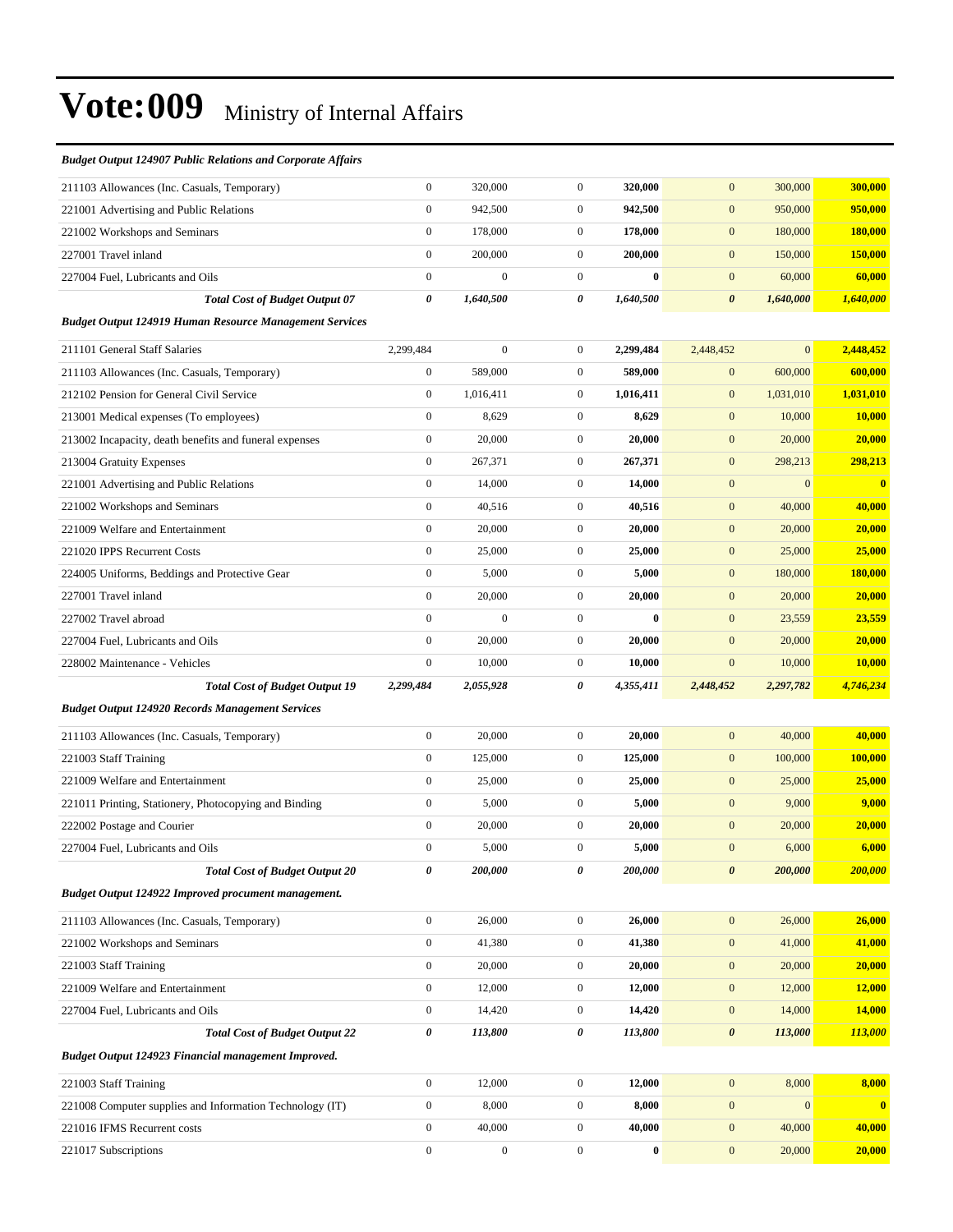# Vote:009 Ministry of Internal Affairs

| | | | | | | | |
|---|---|---|---|---|---|---|---|
| ***Budget Output 124907 Public Relations and Corporate Affairs*** | | | | | | | |
| 211103 Allowances (Inc. Casuals, Temporary) | 0 | 320,000 | 0 | **320,000** | 0 | 300,000 | **300,000** |
| 221001 Advertising and Public Relations | 0 | 942,500 | 0 | **942,500** | 0 | 950,000 | **950,000** |
| 221002 Workshops and Seminars | 0 | 178,000 | 0 | **178,000** | 0 | 180,000 | **180,000** |
| 227001 Travel inland | 0 | 200,000 | 0 | **200,000** | 0 | 150,000 | **150,000** |
| 227004 Fuel, Lubricants and Oils | 0 | 0 | 0 | **0** | 0 | 60,000 | **60,000** |
| ***Total Cost of Budget Output 07*** | ***0*** | ***1,640,500*** | ***0*** | ***1,640,500*** | ***0*** | ***1,640,000*** | ***1,640,000*** |
| ***Budget Output 124919 Human Resource Management Services*** | | | | | | | |
| 211101 General Staff Salaries | 2,299,484 | 0 | 0 | **2,299,484** | 2,448,452 | 0 | **2,448,452** |
| 211103 Allowances (Inc. Casuals, Temporary) | 0 | 589,000 | 0 | **589,000** | 0 | 600,000 | **600,000** |
| 212102 Pension for General Civil Service | 0 | 1,016,411 | 0 | **1,016,411** | 0 | 1,031,010 | **1,031,010** |
| 213001 Medical expenses (To employees) | 0 | 8,629 | 0 | **8,629** | 0 | 10,000 | **10,000** |
| 213002 Incapacity, death benefits and funeral expenses | 0 | 20,000 | 0 | **20,000** | 0 | 20,000 | **20,000** |
| 213004 Gratuity Expenses | 0 | 267,371 | 0 | **267,371** | 0 | 298,213 | **298,213** |
| 221001 Advertising and Public Relations | 0 | 14,000 | 0 | **14,000** | 0 | 0 | **0** |
| 221002 Workshops and Seminars | 0 | 40,516 | 0 | **40,516** | 0 | 40,000 | **40,000** |
| 221009 Welfare and Entertainment | 0 | 20,000 | 0 | **20,000** | 0 | 20,000 | **20,000** |
| 221020 IPPS Recurrent Costs | 0 | 25,000 | 0 | **25,000** | 0 | 25,000 | **25,000** |
| 224005 Uniforms, Beddings and Protective Gear | 0 | 5,000 | 0 | **5,000** | 0 | 180,000 | **180,000** |
| 227001 Travel inland | 0 | 20,000 | 0 | **20,000** | 0 | 20,000 | **20,000** |
| 227002 Travel abroad | 0 | 0 | 0 | **0** | 0 | 23,559 | **23,559** |
| 227004 Fuel, Lubricants and Oils | 0 | 20,000 | 0 | **20,000** | 0 | 20,000 | **20,000** |
| 228002 Maintenance - Vehicles | 0 | 10,000 | 0 | **10,000** | 0 | 10,000 | **10,000** |
| ***Total Cost of Budget Output 19*** | ***2,299,484*** | ***2,055,928*** | ***0*** | ***4,355,411*** | ***2,448,452*** | ***2,297,782*** | ***4,746,234*** |
| ***Budget Output 124920 Records Management Services*** | | | | | | | |
| 211103 Allowances (Inc. Casuals, Temporary) | 0 | 20,000 | 0 | **20,000** | 0 | 40,000 | **40,000** |
| 221003 Staff Training | 0 | 125,000 | 0 | **125,000** | 0 | 100,000 | **100,000** |
| 221009 Welfare and Entertainment | 0 | 25,000 | 0 | **25,000** | 0 | 25,000 | **25,000** |
| 221011 Printing, Stationery, Photocopying and Binding | 0 | 5,000 | 0 | **5,000** | 0 | 9,000 | **9,000** |
| 222002 Postage and Courier | 0 | 20,000 | 0 | **20,000** | 0 | 20,000 | **20,000** |
| 227004 Fuel, Lubricants and Oils | 0 | 5,000 | 0 | **5,000** | 0 | 6,000 | **6,000** |
| ***Total Cost of Budget Output 20*** | ***0*** | ***200,000*** | ***0*** | ***200,000*** | ***0*** | ***200,000*** | ***200,000*** |
| ***Budget Output 124922 Improved procument management.*** | | | | | | | |
| 211103 Allowances (Inc. Casuals, Temporary) | 0 | 26,000 | 0 | **26,000** | 0 | 26,000 | **26,000** |
| 221002 Workshops and Seminars | 0 | 41,380 | 0 | **41,380** | 0 | 41,000 | **41,000** |
| 221003 Staff Training | 0 | 20,000 | 0 | **20,000** | 0 | 20,000 | **20,000** |
| 221009 Welfare and Entertainment | 0 | 12,000 | 0 | **12,000** | 0 | 12,000 | **12,000** |
| 227004 Fuel, Lubricants and Oils | 0 | 14,420 | 0 | **14,420** | 0 | 14,000 | **14,000** |
| ***Total Cost of Budget Output 22*** | ***0*** | ***113,800*** | ***0*** | ***113,800*** | ***0*** | ***113,000*** | ***113,000*** |
| ***Budget Output 124923 Financial management Improved.*** | | | | | | | |
| 221003 Staff Training | 0 | 12,000 | 0 | **12,000** | 0 | 8,000 | **8,000** |
| 221008 Computer supplies and Information Technology (IT) | 0 | 8,000 | 0 | **8,000** | 0 | 0 | **0** |
| 221016 IFMS Recurrent costs | 0 | 40,000 | 0 | **40,000** | 0 | 40,000 | **40,000** |
| 221017 Subscriptions | 0 | 0 | 0 | **0** | 0 | 20,000 | **20,000** |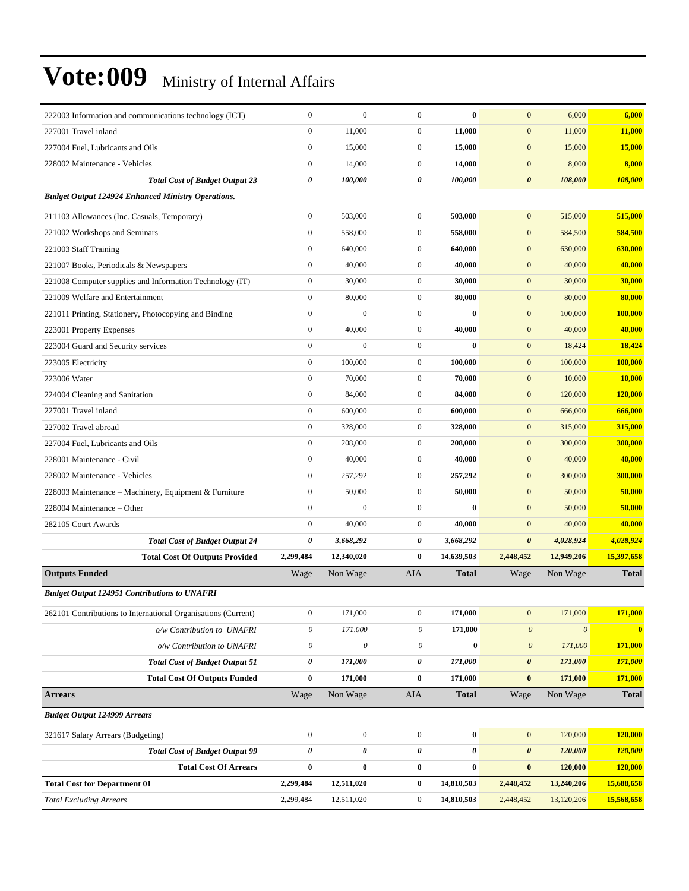# Vote:009 Ministry of Internal Affairs

| | | | | | | | |
|---|---|---|---|---|---|---|---|
| 222003 Information and communications technology (ICT) | 0 | 0 | 0 | **0** | 0 | 6,000 | **6,000** |
| 227001 Travel inland | 0 | 11,000 | 0 | **11,000** | 0 | 11,000 | **11,000** |
| 227004 Fuel, Lubricants and Oils | 0 | 15,000 | 0 | **15,000** | 0 | 15,000 | **15,000** |
| 228002 Maintenance - Vehicles | 0 | 14,000 | 0 | **14,000** | 0 | 8,000 | **8,000** |
| ***Total Cost of Budget Output 23*** | ***0*** | ***100,000*** | ***0*** | ***100,000*** | ***0*** | ***108,000*** | ***108,000*** |
| ***Budget Output 124924 Enhanced Ministry Operations.*** | | | | | | | |
| 211103 Allowances (Inc. Casuals, Temporary) | 0 | 503,000 | 0 | **503,000** | 0 | 515,000 | **515,000** |
| 221002 Workshops and Seminars | 0 | 558,000 | 0 | **558,000** | 0 | 584,500 | **584,500** |
| 221003 Staff Training | 0 | 640,000 | 0 | **640,000** | 0 | 630,000 | **630,000** |
| 221007 Books, Periodicals & Newspapers | 0 | 40,000 | 0 | **40,000** | 0 | 40,000 | **40,000** |
| 221008 Computer supplies and Information Technology (IT) | 0 | 30,000 | 0 | **30,000** | 0 | 30,000 | **30,000** |
| 221009 Welfare and Entertainment | 0 | 80,000 | 0 | **80,000** | 0 | 80,000 | **80,000** |
| 221011 Printing, Stationery, Photocopying and Binding | 0 | 0 | 0 | **0** | 0 | 100,000 | **100,000** |
| 223001 Property Expenses | 0 | 40,000 | 0 | **40,000** | 0 | 40,000 | **40,000** |
| 223004 Guard and Security services | 0 | 0 | 0 | **0** | 0 | 18,424 | **18,424** |
| 223005 Electricity | 0 | 100,000 | 0 | **100,000** | 0 | 100,000 | **100,000** |
| 223006 Water | 0 | 70,000 | 0 | **70,000** | 0 | 10,000 | **10,000** |
| 224004 Cleaning and Sanitation | 0 | 84,000 | 0 | **84,000** | 0 | 120,000 | **120,000** |
| 227001 Travel inland | 0 | 600,000 | 0 | **600,000** | 0 | 666,000 | **666,000** |
| 227002 Travel abroad | 0 | 328,000 | 0 | **328,000** | 0 | 315,000 | **315,000** |
| 227004 Fuel, Lubricants and Oils | 0 | 208,000 | 0 | **208,000** | 0 | 300,000 | **300,000** |
| 228001 Maintenance - Civil | 0 | 40,000 | 0 | **40,000** | 0 | 40,000 | **40,000** |
| 228002 Maintenance - Vehicles | 0 | 257,292 | 0 | **257,292** | 0 | 300,000 | **300,000** |
| 228003 Maintenance – Machinery, Equipment & Furniture | 0 | 50,000 | 0 | **50,000** | 0 | 50,000 | **50,000** |
| 228004 Maintenance – Other | 0 | 0 | 0 | **0** | 0 | 50,000 | **50,000** |
| 282105 Court Awards | 0 | 40,000 | 0 | **40,000** | 0 | 40,000 | **40,000** |
| ***Total Cost of Budget Output 24*** | ***0*** | ***3,668,292*** | ***0*** | ***3,668,292*** | ***0*** | ***4,028,924*** | ***4,028,924*** |
| **Total Cost Of Outputs Provided** | **2,299,484** | **12,340,020** | **0** | **14,639,503** | **2,448,452** | **12,949,206** | **15,397,658** |
| **Outputs Funded** | Wage | Non Wage | AIA | **Total** | Wage | Non Wage | **Total** |
| ***Budget Output 124951 Contributions to UNAFRI*** | | | | | | | |
| 262101 Contributions to International Organisations (Current) | 0 | 171,000 | 0 | **171,000** | 0 | 171,000 | **171,000** |
| *o/w Contribution to UNAFRI* | *0* | *171,000* | *0* | **171,000** | *0* | *0* | **0** |
| *o/w Contribution to UNAFRI* | *0* | *0* | *0* | **0** | *0* | *171,000* | **171,000** |
| ***Total Cost of Budget Output 51*** | ***0*** | ***171,000*** | ***0*** | ***171,000*** | ***0*** | ***171,000*** | ***171,000*** |
| **Total Cost Of Outputs Funded** | **0** | **171,000** | **0** | **171,000** | **0** | **171,000** | **171,000** |
| **Arrears** | Wage | Non Wage | AIA | **Total** | Wage | Non Wage | **Total** |
| ***Budget Output 124999 Arrears*** | | | | | | | |
| 321617 Salary Arrears (Budgeting) | 0 | 0 | 0 | **0** | 0 | 120,000 | **120,000** |
| ***Total Cost of Budget Output 99*** | ***0*** | ***0*** | ***0*** | ***0*** | ***0*** | ***120,000*** | ***120,000*** |
| **Total Cost Of Arrears** | **0** | **0** | **0** | **0** | **0** | **120,000** | **120,000** |
| **Total Cost for Department 01** | **2,299,484** | **12,511,020** | **0** | **14,810,503** | **2,448,452** | **13,240,206** | **15,688,658** |
| *Total Excluding Arrears* | 2,299,484 | 12,511,020 | 0 | **14,810,503** | 2,448,452 | 13,120,206 | **15,568,658** |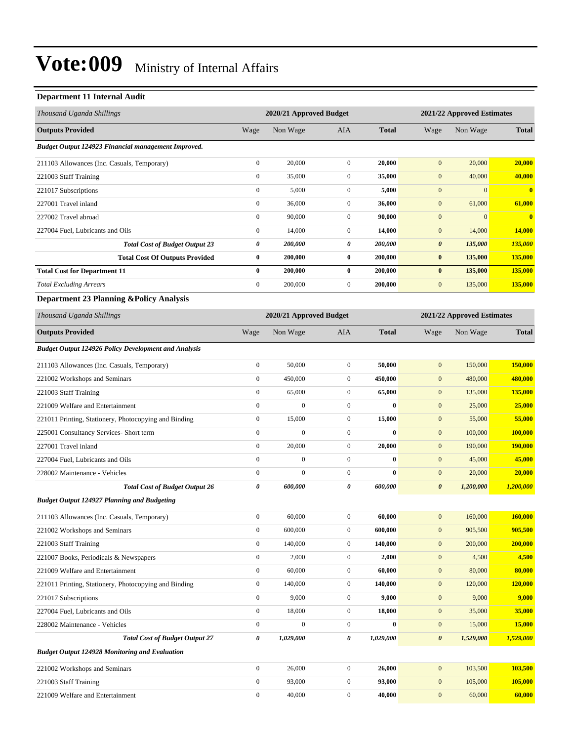# Vote:009 Ministry of Internal Affairs

### Department 11 Internal Audit

| Thousand Uganda Shillings | 2020/21 Approved Budget | | | | 2021/22 Approved Estimates | | |
|---|---|---|---|---|---|---|---|
| **Outputs Provided** | Wage | Non Wage | AIA | **Total** | Wage | Non Wage | **Total** |
| ***Budget Output 124923 Financial management Improved.*** | | | | | | | |
| 211103 Allowances (Inc. Casuals, Temporary) | 0 | 20,000 | 0 | **20,000** | 0 | 20,000 | **20,000** |
| 221003 Staff Training | 0 | 35,000 | 0 | **35,000** | 0 | 40,000 | **40,000** |
| 221017 Subscriptions | 0 | 5,000 | 0 | **5,000** | 0 | 0 | **0** |
| 227001 Travel inland | 0 | 36,000 | 0 | **36,000** | 0 | 61,000 | **61,000** |
| 227002 Travel abroad | 0 | 90,000 | 0 | **90,000** | 0 | 0 | **0** |
| 227004 Fuel, Lubricants and Oils | 0 | 14,000 | 0 | **14,000** | 0 | 14,000 | **14,000** |
| ***Total Cost of Budget Output 23*** | ***0*** | ***200,000*** | ***0*** | ***200,000*** | ***0*** | ***135,000*** | ***135,000*** |
| **Total Cost Of Outputs Provided** | **0** | **200,000** | **0** | **200,000** | **0** | **135,000** | **135,000** |
| **Total Cost for Department 11** | **0** | **200,000** | **0** | **200,000** | **0** | **135,000** | **135,000** |
| *Total Excluding Arrears* | 0 | 200,000 | 0 | **200,000** | 0 | 135,000 | **135,000** |

### Department 23 Planning &Policy Analysis

| Thousand Uganda Shillings | 2020/21 Approved Budget | | | | 2021/22 Approved Estimates | | |
|---|---|---|---|---|---|---|---|
| **Outputs Provided** | Wage | Non Wage | AIA | **Total** | Wage | Non Wage | **Total** |
| ***Budget Output 124926 Policy Development and Analysis*** | | | | | | | |
| 211103 Allowances (Inc. Casuals, Temporary) | 0 | 50,000 | 0 | **50,000** | 0 | 150,000 | **150,000** |
| 221002 Workshops and Seminars | 0 | 450,000 | 0 | **450,000** | 0 | 480,000 | **480,000** |
| 221003 Staff Training | 0 | 65,000 | 0 | **65,000** | 0 | 135,000 | **135,000** |
| 221009 Welfare and Entertainment | 0 | 0 | 0 | **0** | 0 | 25,000 | **25,000** |
| 221011 Printing, Stationery, Photocopying and Binding | 0 | 15,000 | 0 | **15,000** | 0 | 55,000 | **55,000** |
| 225001 Consultancy Services- Short term | 0 | 0 | 0 | **0** | 0 | 100,000 | **100,000** |
| 227001 Travel inland | 0 | 20,000 | 0 | **20,000** | 0 | 190,000 | **190,000** |
| 227004 Fuel, Lubricants and Oils | 0 | 0 | 0 | **0** | 0 | 45,000 | **45,000** |
| 228002 Maintenance - Vehicles | 0 | 0 | 0 | **0** | 0 | 20,000 | **20,000** |
| ***Total Cost of Budget Output 26*** | ***0*** | ***600,000*** | ***0*** | ***600,000*** | ***0*** | ***1,200,000*** | ***1,200,000*** |
| ***Budget Output 124927 Planning and Budgeting*** | | | | | | | |
| 211103 Allowances (Inc. Casuals, Temporary) | 0 | 60,000 | 0 | **60,000** | 0 | 160,000 | **160,000** |
| 221002 Workshops and Seminars | 0 | 600,000 | 0 | **600,000** | 0 | 905,500 | **905,500** |
| 221003 Staff Training | 0 | 140,000 | 0 | **140,000** | 0 | 200,000 | **200,000** |
| 221007 Books, Periodicals & Newspapers | 0 | 2,000 | 0 | **2,000** | 0 | 4,500 | **4,500** |
| 221009 Welfare and Entertainment | 0 | 60,000 | 0 | **60,000** | 0 | 80,000 | **80,000** |
| 221011 Printing, Stationery, Photocopying and Binding | 0 | 140,000 | 0 | **140,000** | 0 | 120,000 | **120,000** |
| 221017 Subscriptions | 0 | 9,000 | 0 | **9,000** | 0 | 9,000 | **9,000** |
| 227004 Fuel, Lubricants and Oils | 0 | 18,000 | 0 | **18,000** | 0 | 35,000 | **35,000** |
| 228002 Maintenance - Vehicles | 0 | 0 | 0 | **0** | 0 | 15,000 | **15,000** |
| ***Total Cost of Budget Output 27*** | ***0*** | ***1,029,000*** | ***0*** | ***1,029,000*** | ***0*** | ***1,529,000*** | ***1,529,000*** |
| ***Budget Output 124928 Monitoring and Evaluation*** | | | | | | | |
| 221002 Workshops and Seminars | 0 | 26,000 | 0 | **26,000** | 0 | 103,500 | **103,500** |
| 221003 Staff Training | 0 | 93,000 | 0 | **93,000** | 0 | 105,000 | **105,000** |
| 221009 Welfare and Entertainment | 0 | 40,000 | 0 | **40,000** | 0 | 60,000 | **60,000** |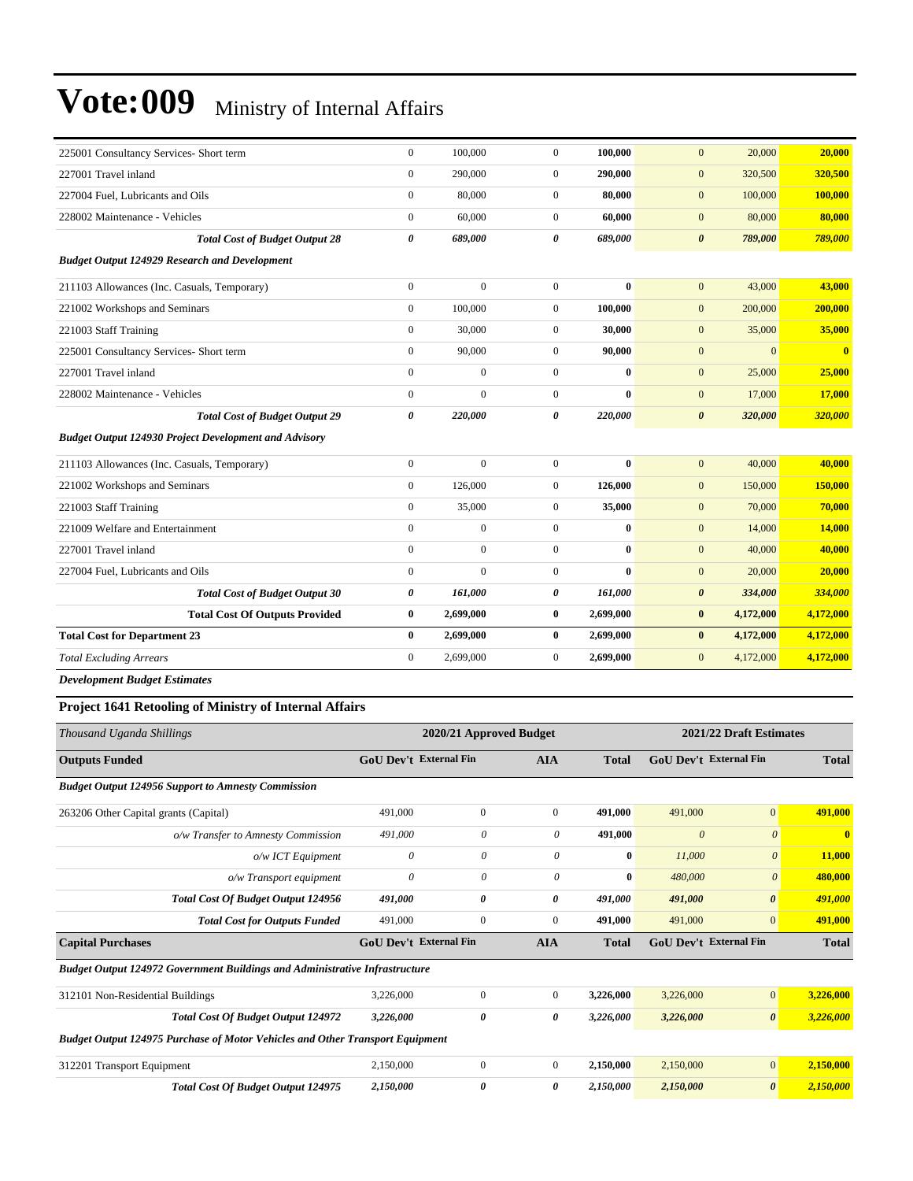# Vote:009 Ministry of Internal Affairs

| | | | | | | | |
|---|---|---|---|---|---|---|---|
| 225001 Consultancy Services- Short term | 0 | 100,000 | 0 | **100,000** | 0 | 20,000 | **20,000** |
| 227001 Travel inland | 0 | 290,000 | 0 | **290,000** | 0 | 320,500 | **320,500** |
| 227004 Fuel, Lubricants and Oils | 0 | 80,000 | 0 | **80,000** | 0 | 100,000 | **100,000** |
| 228002 Maintenance - Vehicles | 0 | 60,000 | 0 | **60,000** | 0 | 80,000 | **80,000** |
| ***Total Cost of Budget Output 28*** | ***0*** | ***689,000*** | ***0*** | ***689,000*** | ***0*** | ***789,000*** | ***789,000*** |
| ***Budget Output 124929 Research and Development*** | | | | | | | |
| 211103 Allowances (Inc. Casuals, Temporary) | 0 | 0 | 0 | **0** | 0 | 43,000 | **43,000** |
| 221002 Workshops and Seminars | 0 | 100,000 | 0 | **100,000** | 0 | 200,000 | **200,000** |
| 221003 Staff Training | 0 | 30,000 | 0 | **30,000** | 0 | 35,000 | **35,000** |
| 225001 Consultancy Services- Short term | 0 | 90,000 | 0 | **90,000** | 0 | 0 | **0** |
| 227001 Travel inland | 0 | 0 | 0 | **0** | 0 | 25,000 | **25,000** |
| 228002 Maintenance - Vehicles | 0 | 0 | 0 | **0** | 0 | 17,000 | **17,000** |
| ***Total Cost of Budget Output 29*** | ***0*** | ***220,000*** | ***0*** | ***220,000*** | ***0*** | ***320,000*** | ***320,000*** |
| ***Budget Output 124930 Project Development and Advisory*** | | | | | | | |
| 211103 Allowances (Inc. Casuals, Temporary) | 0 | 0 | 0 | **0** | 0 | 40,000 | **40,000** |
| 221002 Workshops and Seminars | 0 | 126,000 | 0 | **126,000** | 0 | 150,000 | **150,000** |
| 221003 Staff Training | 0 | 35,000 | 0 | **35,000** | 0 | 70,000 | **70,000** |
| 221009 Welfare and Entertainment | 0 | 0 | 0 | **0** | 0 | 14,000 | **14,000** |
| 227001 Travel inland | 0 | 0 | 0 | **0** | 0 | 40,000 | **40,000** |
| 227004 Fuel, Lubricants and Oils | 0 | 0 | 0 | **0** | 0 | 20,000 | **20,000** |
| ***Total Cost of Budget Output 30*** | ***0*** | ***161,000*** | ***0*** | ***161,000*** | ***0*** | ***334,000*** | ***334,000*** |
| **Total Cost Of Outputs Provided** | **0** | **2,699,000** | **0** | **2,699,000** | **0** | **4,172,000** | **4,172,000** |
| **Total Cost for Department 23** | **0** | **2,699,000** | **0** | **2,699,000** | **0** | **4,172,000** | **4,172,000** |
| *Total Excluding Arrears* | 0 | 2,699,000 | 0 | **2,699,000** | 0 | 4,172,000 | **4,172,000** |

***Development Budget Estimates***

## Project 1641 Retooling of Ministry of Internal Affairs

| *Thousand Uganda Shillings* | 2020/21 Approved Budget | | | | 2021/22 Draft Estimates | | |
|---|---|---|---|---|---|---|---|
| **Outputs Funded** | **GoU Dev't** | **External Fin** | **AIA** | **Total** | **GoU Dev't** | **External Fin** | **Total** |
| ***Budget Output 124956 Support to Amnesty Commission*** | | | | | | | |
| 263206 Other Capital grants (Capital) | 491,000 | 0 | 0 | **491,000** | 491,000 | 0 | **491,000** |
| *o/w Transfer to Amnesty Commission* | *491,000* | *0* | *0* | **491,000** | *0* | *0* | **0** |
| *o/w ICT Equipment* | *0* | *0* | *0* | **0** | *11,000* | *0* | **11,000** |
| *o/w Transport equipment* | *0* | *0* | *0* | **0** | *480,000* | *0* | **480,000** |
| ***Total Cost Of Budget Output 124956*** | ***491,000*** | ***0*** | ***0*** | ***491,000*** | ***491,000*** | ***0*** | ***491,000*** |
| ***Total Cost for Outputs Funded*** | 491,000 | 0 | 0 | **491,000** | 491,000 | 0 | **491,000** |
| **Capital Purchases** | **GoU Dev't** | **External Fin** | **AIA** | **Total** | **GoU Dev't** | **External Fin** | **Total** |
| ***Budget Output 124972 Government Buildings and Administrative Infrastructure*** | | | | | | | |
| 312101 Non-Residential Buildings | 3,226,000 | 0 | 0 | **3,226,000** | 3,226,000 | 0 | **3,226,000** |
| ***Total Cost Of Budget Output 124972*** | ***3,226,000*** | ***0*** | ***0*** | ***3,226,000*** | ***3,226,000*** | ***0*** | ***3,226,000*** |
| ***Budget Output 124975 Purchase of Motor Vehicles and Other Transport Equipment*** | | | | | | | |
| 312201 Transport Equipment | 2,150,000 | 0 | 0 | **2,150,000** | 2,150,000 | 0 | **2,150,000** |
| ***Total Cost Of Budget Output 124975*** | ***2,150,000*** | ***0*** | ***0*** | ***2,150,000*** | ***2,150,000*** | ***0*** | ***2,150,000*** |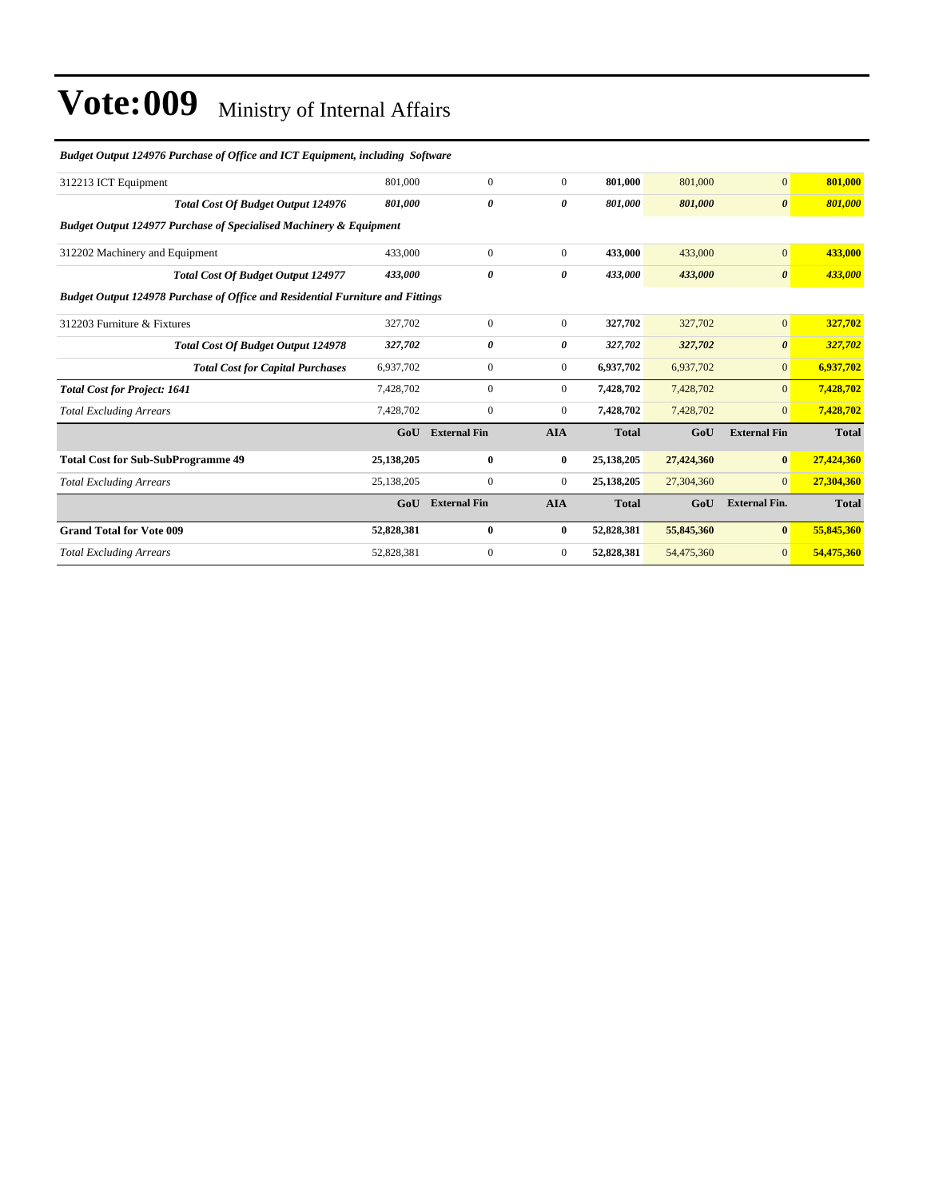# Vote:009 Ministry of Internal Affairs

| | | | | | | | |
|---|---|---|---|---|---|---|---|
| ***Budget Output 124976 Purchase of Office and ICT Equipment, including Software*** | | | | | | | |
| 312213 ICT Equipment | 801,000 | 0 | 0 | **801,000** | 801,000 | 0 | **801,000** |
| ***Total Cost Of Budget Output 124976*** | ***801,000*** | ***0*** | ***0*** | ***801,000*** | ***801,000*** | ***0*** | ***801,000*** |
| ***Budget Output 124977 Purchase of Specialised Machinery & Equipment*** | | | | | | | |
| 312202 Machinery and Equipment | 433,000 | 0 | 0 | **433,000** | 433,000 | 0 | **433,000** |
| ***Total Cost Of Budget Output 124977*** | ***433,000*** | ***0*** | ***0*** | ***433,000*** | ***433,000*** | ***0*** | ***433,000*** |
| ***Budget Output 124978 Purchase of Office and Residential Furniture and Fittings*** | | | | | | | |
| 312203 Furniture & Fixtures | 327,702 | 0 | 0 | **327,702** | 327,702 | 0 | **327,702** |
| ***Total Cost Of Budget Output 124978*** | ***327,702*** | ***0*** | ***0*** | ***327,702*** | ***327,702*** | ***0*** | ***327,702*** |
| ***Total Cost for Capital Purchases*** | 6,937,702 | 0 | 0 | **6,937,702** | 6,937,702 | 0 | **6,937,702** |
| ***Total Cost for Project: 1641*** | 7,428,702 | 0 | 0 | **7,428,702** | 7,428,702 | 0 | **7,428,702** |
| *Total Excluding Arrears* | 7,428,702 | 0 | 0 | **7,428,702** | 7,428,702 | 0 | **7,428,702** |
| | **GoU** | **External Fin** | **AIA** | **Total** | **GoU** | **External Fin** | **Total** |
| **Total Cost for Sub-SubProgramme 49** | **25,138,205** | **0** | **0** | **25,138,205** | **27,424,360** | **0** | **27,424,360** |
| *Total Excluding Arrears* | 25,138,205 | 0 | 0 | **25,138,205** | 27,304,360 | 0 | **27,304,360** |
| | **GoU** | **External Fin** | **AIA** | **Total** | **GoU** | **External Fin.** | **Total** |
| **Grand Total for Vote 009** | **52,828,381** | **0** | **0** | **52,828,381** | **55,845,360** | **0** | **55,845,360** |
| *Total Excluding Arrears* | 52,828,381 | 0 | 0 | **52,828,381** | 54,475,360 | 0 | **54,475,360** |